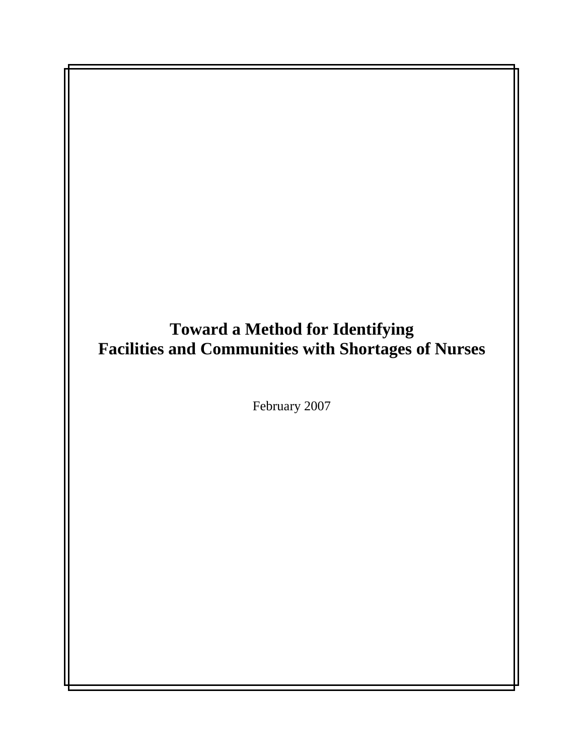# Toward a Method for Identifying Facilities and Communities with Shortages of Nurses

February 2007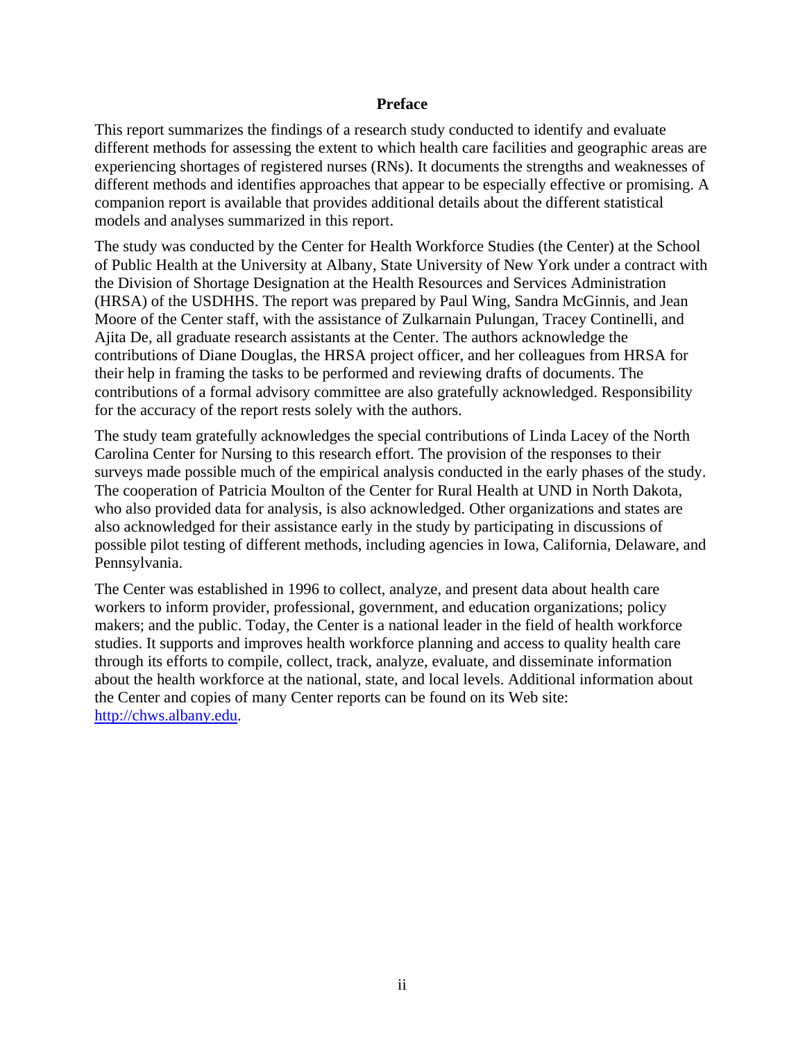# Preface

This report summarizes the findings of a research study conducted to identify and evaluate different methods for assessing the extent to which health care facilities and geographic areas are experiencing shortages of registered nurses (RNs). It documents the strengths and weaknesses of different methods and identifies approaches that appear to be especially effective or promising. A companion report is available that provides additional details about the different statistical models and analyses summarized in this report.

The study was conducted by the Center for Health Workforce Studies (the Center) at the School of Public Health at the University at Albany, State University of New York under a contract with the Division of Shortage Designation at the Health Resources and Services Administration (HRSA) of the USDHHS. The report was prepared by Paul Wing, Sandra McGinnis, and Jean Moore of the Center staff, with the assistance of Zulkarnain Pulungan, Tracey Continelli, and Ajita De, all graduate research assistants at the Center. The authors acknowledge the contributions of Diane Douglas, the HRSA project officer, and her colleagues from HRSA for their help in framing the tasks to be performed and reviewing drafts of documents. The contributions of a formal advisory committee are also gratefully acknowledged. Responsibility for the accuracy of the report rests solely with the authors.

The study team gratefully acknowledges the special contributions of Linda Lacey of the North Carolina Center for Nursing to this research effort. The provision of the responses to their surveys made possible much of the empirical analysis conducted in the early phases of the study. The cooperation of Patricia Moulton of the Center for Rural Health at UND in North Dakota, who also provided data for analysis, is also acknowledged. Other organizations and states are also acknowledged for their assistance early in the study by participating in discussions of possible pilot testing of different methods, including agencies in Iowa, California, Delaware, and Pennsylvania.

The Center was established in 1996 to collect, analyze, and present data about health care workers to inform provider, professional, government, and education organizations; policy makers; and the public. Today, the Center is a national leader in the field of health workforce studies. It supports and improves health workforce planning and access to quality health care through its efforts to compile, collect, track, analyze, evaluate, and disseminate information about the health workforce at the national, state, and local levels. Additional information about the Center and copies of many Center reports can be found on its Web site: [http://chws.albany.edu](http://chws.albany.edu).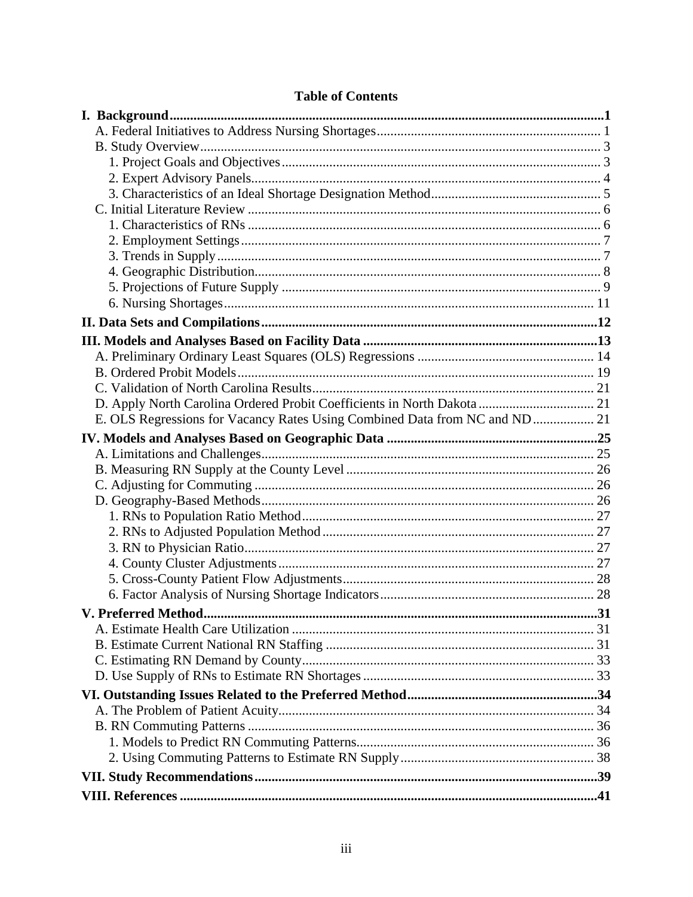# Table of Contents

**I. Background** ..... **1**

- A. Federal Initiatives to Address Nursing Shortages ..... 1
- B. Study Overview ..... 3
  - 1. Project Goals and Objectives ..... 3
  - 2. Expert Advisory Panels ..... 4
  - 3. Characteristics of an Ideal Shortage Designation Method ..... 5
- C. Initial Literature Review ..... 6
  - 1. Characteristics of RNs ..... 6
  - 2. Employment Settings ..... 7
  - 3. Trends in Supply ..... 7
  - 4. Geographic Distribution ..... 8
  - 5. Projections of Future Supply ..... 9
  - 6. Nursing Shortages ..... 11

**II. Data Sets and Compilations** ..... **12**

**III. Models and Analyses Based on Facility Data** ..... **13**

- A. Preliminary Ordinary Least Squares (OLS) Regressions ..... 14
- B. Ordered Probit Models ..... 19
- C. Validation of North Carolina Results ..... 21
- D. Apply North Carolina Ordered Probit Coefficients in North Dakota ..... 21
- E. OLS Regressions for Vacancy Rates Using Combined Data from NC and ND ..... 21

**IV. Models and Analyses Based on Geographic Data** ..... **25**

- A. Limitations and Challenges ..... 25
- B. Measuring RN Supply at the County Level ..... 26
- C. Adjusting for Commuting ..... 26
- D. Geography-Based Methods ..... 26
  - 1. RNs to Population Ratio Method ..... 27
  - 2. RNs to Adjusted Population Method ..... 27
  - 3. RN to Physician Ratio ..... 27
  - 4. County Cluster Adjustments ..... 27
  - 5. Cross-County Patient Flow Adjustments ..... 28
  - 6. Factor Analysis of Nursing Shortage Indicators ..... 28

**V. Preferred Method** ..... **31**

- A. Estimate Health Care Utilization ..... 31
- B. Estimate Current National RN Staffing ..... 31
- C. Estimating RN Demand by County ..... 33
- D. Use Supply of RNs to Estimate RN Shortages ..... 33

**VI. Outstanding Issues Related to the Preferred Method** ..... **34**

- A. The Problem of Patient Acuity ..... 34
- B. RN Commuting Patterns ..... 36
  - 1. Models to Predict RN Commuting Patterns ..... 36
  - 2. Using Commuting Patterns to Estimate RN Supply ..... 38

**VII. Study Recommendations** ..... **39**

**VIII. References** ..... **41**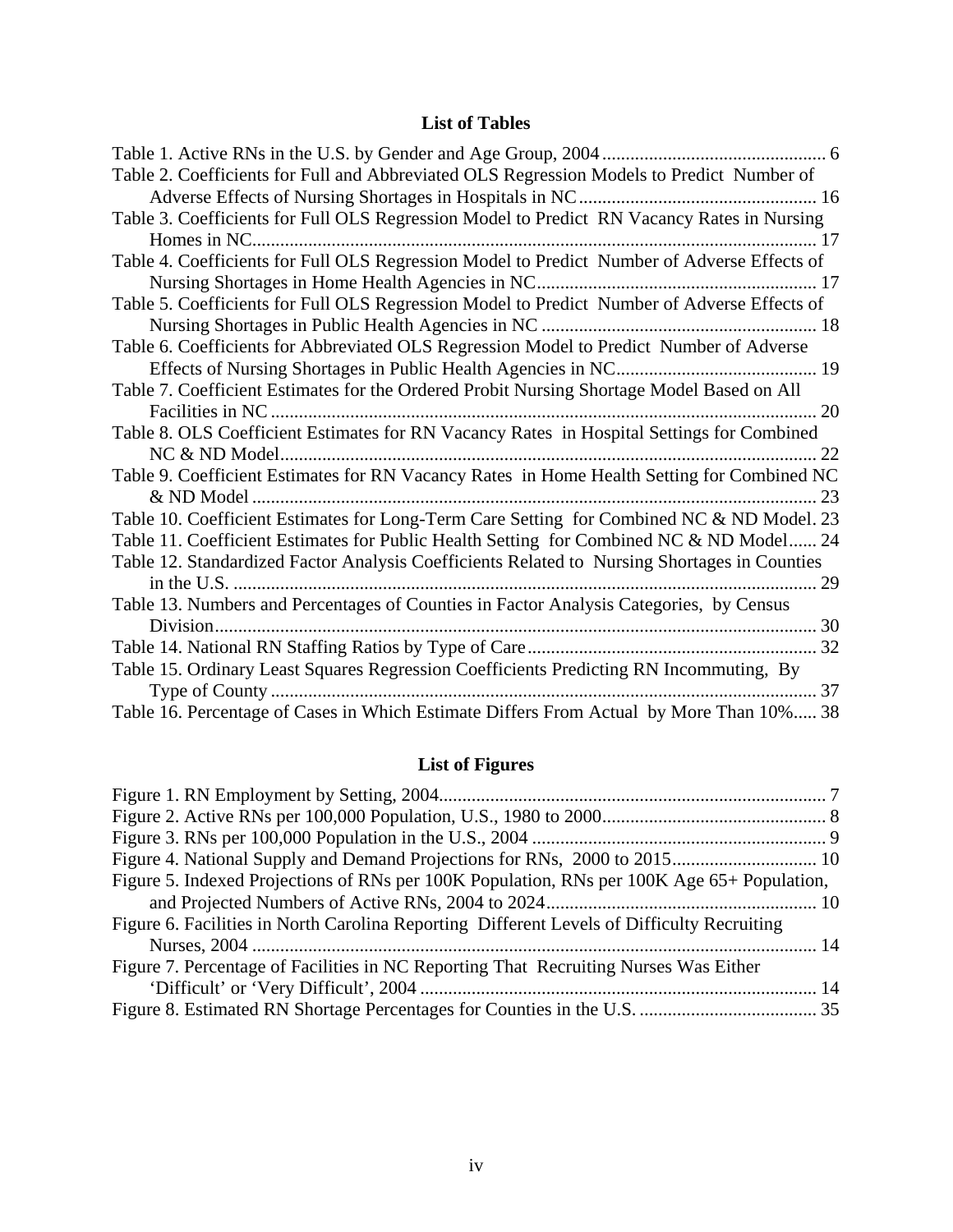## List of Tables

Table 1. Active RNs in the U.S. by Gender and Age Group, 2004 ................................................ 6
Table 2. Coefficients for Full and Abbreviated OLS Regression Models to Predict Number of Adverse Effects of Nursing Shortages in Hospitals in NC .................................................. 16
Table 3. Coefficients for Full OLS Regression Model to Predict RN Vacancy Rates in Nursing Homes in NC......................................................................................................................... 17
Table 4. Coefficients for Full OLS Regression Model to Predict Number of Adverse Effects of Nursing Shortages in Home Health Agencies in NC............................................................ 17
Table 5. Coefficients for Full OLS Regression Model to Predict Number of Adverse Effects of Nursing Shortages in Public Health Agencies in NC ........................................................... 18
Table 6. Coefficients for Abbreviated OLS Regression Model to Predict Number of Adverse Effects of Nursing Shortages in Public Health Agencies in NC........................................... 19
Table 7. Coefficient Estimates for the Ordered Probit Nursing Shortage Model Based on All Facilities in NC ..................................................................................................................... 20
Table 8. OLS Coefficient Estimates for RN Vacancy Rates in Hospital Settings for Combined NC & ND Model.................................................................................................................. 22
Table 9. Coefficient Estimates for RN Vacancy Rates in Home Health Setting for Combined NC & ND Model ........................................................................................................................ 23
Table 10. Coefficient Estimates for Long-Term Care Setting for Combined NC & ND Model. 23
Table 11. Coefficient Estimates for Public Health Setting for Combined NC & ND Model...... 24
Table 12. Standardized Factor Analysis Coefficients Related to Nursing Shortages in Counties in the U.S. ............................................................................................................................. 29
Table 13. Numbers and Percentages of Counties in Factor Analysis Categories, by Census Division................................................................................................................................. 30
Table 14. National RN Staffing Ratios by Type of Care............................................................. 32
Table 15. Ordinary Least Squares Regression Coefficients Predicting RN Incommuting, By Type of County ..................................................................................................................... 37
Table 16. Percentage of Cases in Which Estimate Differs From Actual by More Than 10%..... 38

## List of Figures

Figure 1. RN Employment by Setting, 2004.................................................................................. 7
Figure 2. Active RNs per 100,000 Population, U.S., 1980 to 2000............................................... 8
Figure 3. RNs per 100,000 Population in the U.S., 2004 .............................................................. 9
Figure 4. National Supply and Demand Projections for RNs, 2000 to 2015............................... 10
Figure 5. Indexed Projections of RNs per 100K Population, RNs per 100K Age 65+ Population, and Projected Numbers of Active RNs, 2004 to 2024.......................................................... 10
Figure 6. Facilities in North Carolina Reporting Different Levels of Difficulty Recruiting Nurses, 2004 ........................................................................................................................ 14
Figure 7. Percentage of Facilities in NC Reporting That Recruiting Nurses Was Either 'Difficult' or 'Very Difficult', 2004 .................................................................................... 14
Figure 8. Estimated RN Shortage Percentages for Counties in the U.S. ...................................... 35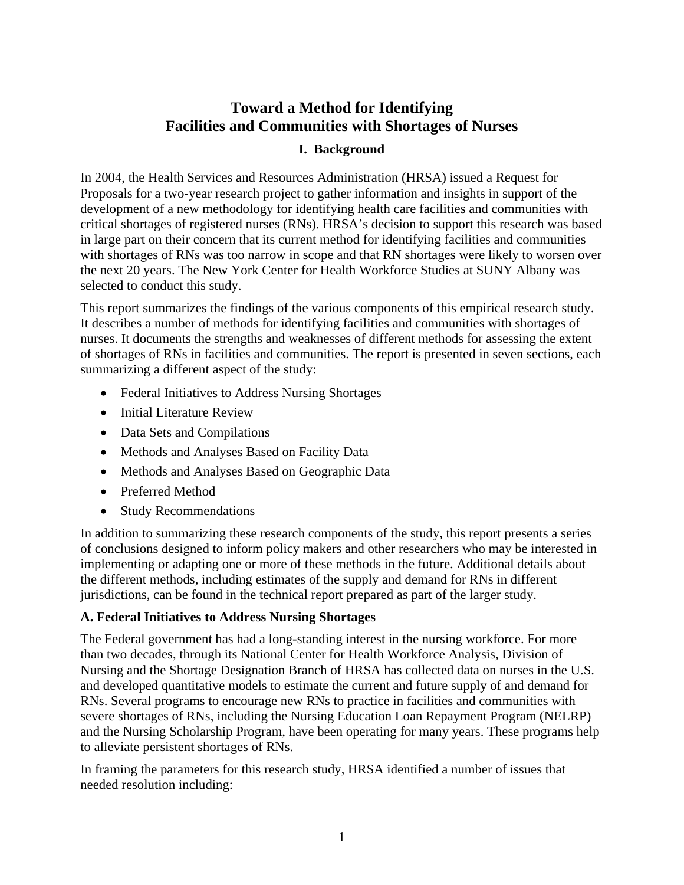# Toward a Method for Identifying Facilities and Communities with Shortages of Nurses

## I. Background

In 2004, the Health Services and Resources Administration (HRSA) issued a Request for Proposals for a two-year research project to gather information and insights in support of the development of a new methodology for identifying health care facilities and communities with critical shortages of registered nurses (RNs). HRSA's decision to support this research was based in large part on their concern that its current method for identifying facilities and communities with shortages of RNs was too narrow in scope and that RN shortages were likely to worsen over the next 20 years. The New York Center for Health Workforce Studies at SUNY Albany was selected to conduct this study.

This report summarizes the findings of the various components of this empirical research study. It describes a number of methods for identifying facilities and communities with shortages of nurses. It documents the strengths and weaknesses of different methods for assessing the extent of shortages of RNs in facilities and communities. The report is presented in seven sections, each summarizing a different aspect of the study:

- Federal Initiatives to Address Nursing Shortages
- Initial Literature Review
- Data Sets and Compilations
- Methods and Analyses Based on Facility Data
- Methods and Analyses Based on Geographic Data
- Preferred Method
- Study Recommendations

In addition to summarizing these research components of the study, this report presents a series of conclusions designed to inform policy makers and other researchers who may be interested in implementing or adapting one or more of these methods in the future. Additional details about the different methods, including estimates of the supply and demand for RNs in different jurisdictions, can be found in the technical report prepared as part of the larger study.

### A. Federal Initiatives to Address Nursing Shortages

The Federal government has had a long-standing interest in the nursing workforce. For more than two decades, through its National Center for Health Workforce Analysis, Division of Nursing and the Shortage Designation Branch of HRSA has collected data on nurses in the U.S. and developed quantitative models to estimate the current and future supply of and demand for RNs. Several programs to encourage new RNs to practice in facilities and communities with severe shortages of RNs, including the Nursing Education Loan Repayment Program (NELRP) and the Nursing Scholarship Program, have been operating for many years. These programs help to alleviate persistent shortages of RNs.

In framing the parameters for this research study, HRSA identified a number of issues that needed resolution including: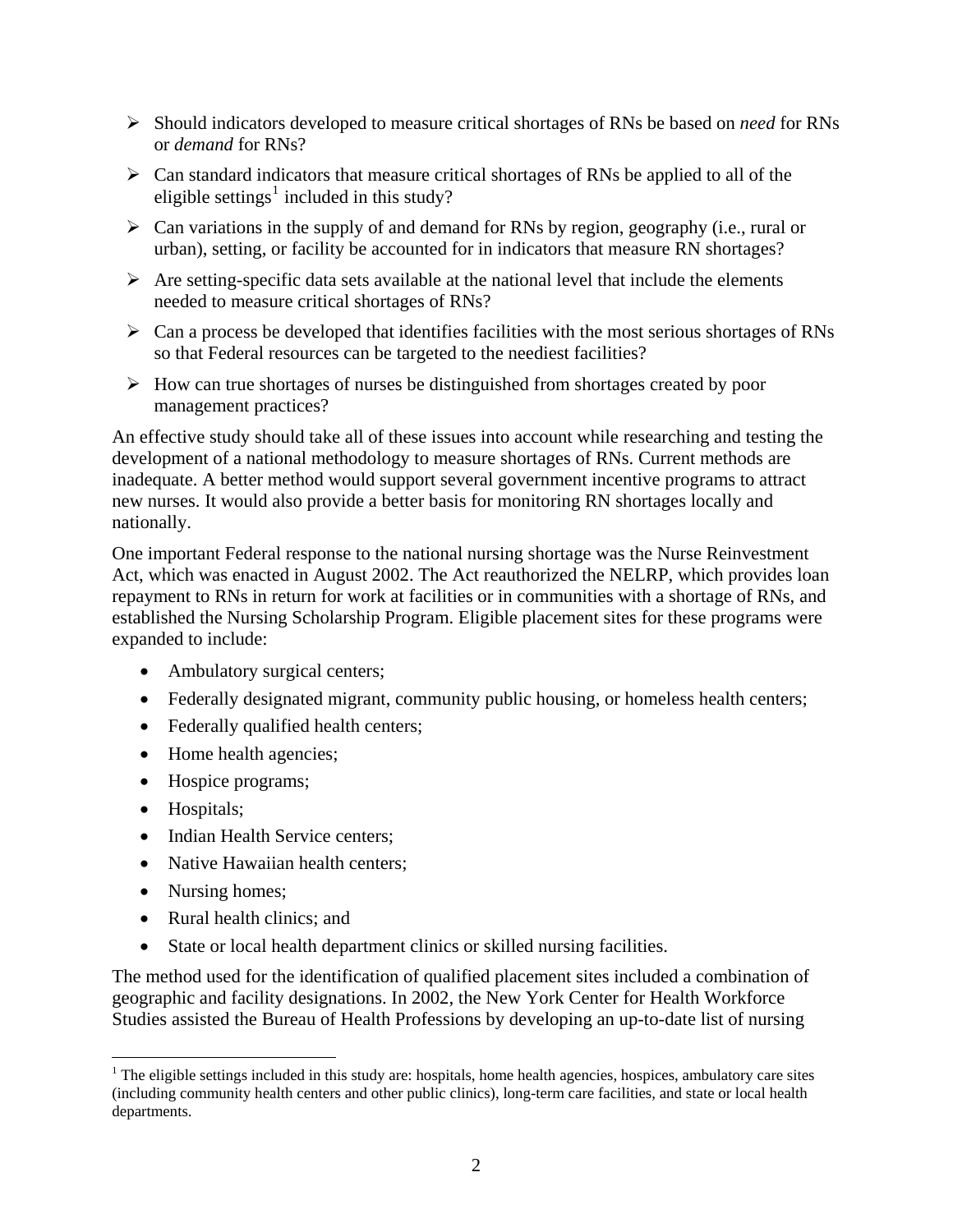- Should indicators developed to measure critical shortages of RNs be based on *need* for RNs or *demand* for RNs?
- Can standard indicators that measure critical shortages of RNs be applied to all of the eligible settings[1] included in this study?
- Can variations in the supply of and demand for RNs by region, geography (i.e., rural or urban), setting, or facility be accounted for in indicators that measure RN shortages?
- Are setting-specific data sets available at the national level that include the elements needed to measure critical shortages of RNs?
- Can a process be developed that identifies facilities with the most serious shortages of RNs so that Federal resources can be targeted to the neediest facilities?
- How can true shortages of nurses be distinguished from shortages created by poor management practices?

An effective study should take all of these issues into account while researching and testing the development of a national methodology to measure shortages of RNs. Current methods are inadequate. A better method would support several government incentive programs to attract new nurses. It would also provide a better basis for monitoring RN shortages locally and nationally.

One important Federal response to the national nursing shortage was the Nurse Reinvestment Act, which was enacted in August 2002. The Act reauthorized the NELRP, which provides loan repayment to RNs in return for work at facilities or in communities with a shortage of RNs, and established the Nursing Scholarship Program. Eligible placement sites for these programs were expanded to include:

- Ambulatory surgical centers;
- Federally designated migrant, community public housing, or homeless health centers;
- Federally qualified health centers;
- Home health agencies;
- Hospice programs;
- Hospitals;
- Indian Health Service centers;
- Native Hawaiian health centers;
- Nursing homes;
- Rural health clinics; and
- State or local health department clinics or skilled nursing facilities.

The method used for the identification of qualified placement sites included a combination of geographic and facility designations. In 2002, the New York Center for Health Workforce Studies assisted the Bureau of Health Professions by developing an up-to-date list of nursing

[1] The eligible settings included in this study are: hospitals, home health agencies, hospices, ambulatory care sites (including community health centers and other public clinics), long-term care facilities, and state or local health departments.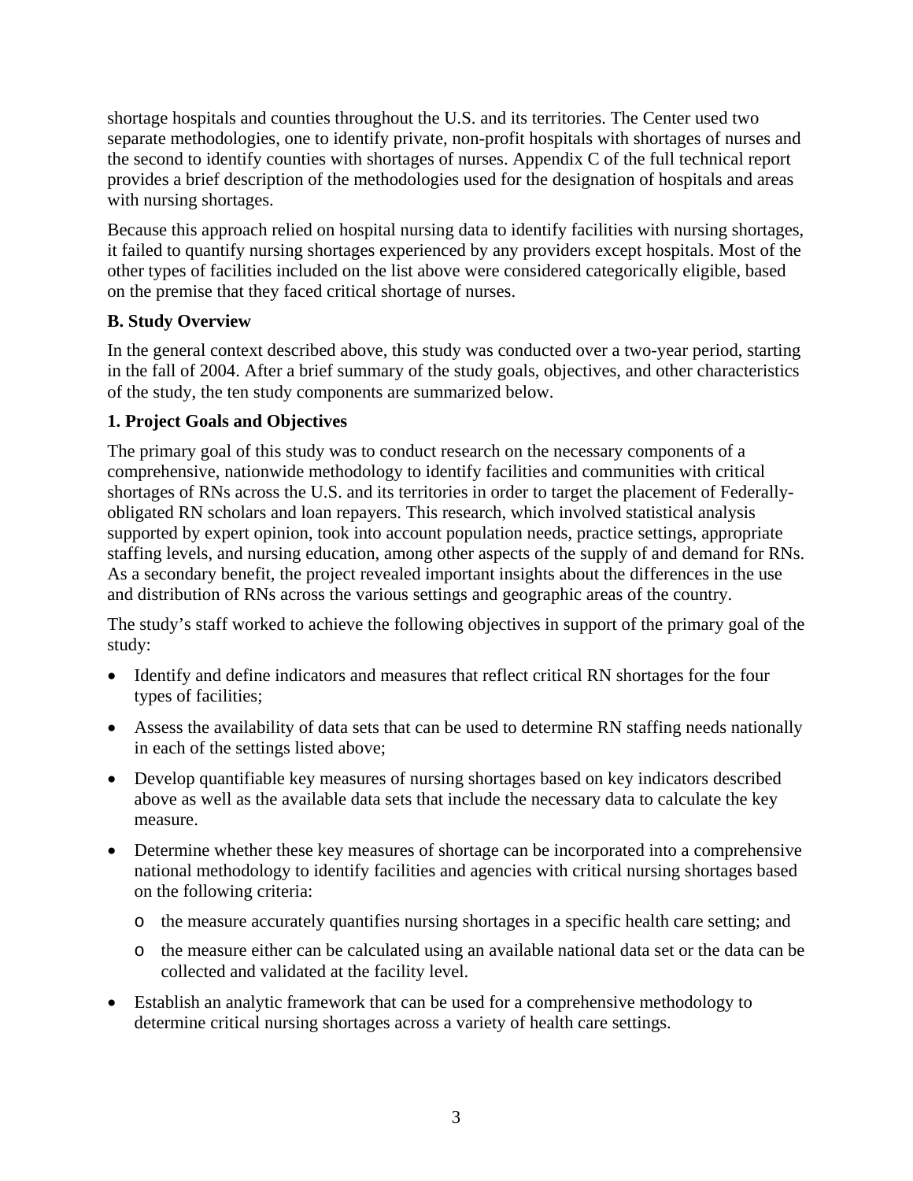shortage hospitals and counties throughout the U.S. and its territories. The Center used two separate methodologies, one to identify private, non-profit hospitals with shortages of nurses and the second to identify counties with shortages of nurses. Appendix C of the full technical report provides a brief description of the methodologies used for the designation of hospitals and areas with nursing shortages.

Because this approach relied on hospital nursing data to identify facilities with nursing shortages, it failed to quantify nursing shortages experienced by any providers except hospitals. Most of the other types of facilities included on the list above were considered categorically eligible, based on the premise that they faced critical shortage of nurses.

**B. Study Overview**

In the general context described above, this study was conducted over a two-year period, starting in the fall of 2004. After a brief summary of the study goals, objectives, and other characteristics of the study, the ten study components are summarized below.

**1. Project Goals and Objectives**

The primary goal of this study was to conduct research on the necessary components of a comprehensive, nationwide methodology to identify facilities and communities with critical shortages of RNs across the U.S. and its territories in order to target the placement of Federally-obligated RN scholars and loan repayers. This research, which involved statistical analysis supported by expert opinion, took into account population needs, practice settings, appropriate staffing levels, and nursing education, among other aspects of the supply of and demand for RNs. As a secondary benefit, the project revealed important insights about the differences in the use and distribution of RNs across the various settings and geographic areas of the country.

The study's staff worked to achieve the following objectives in support of the primary goal of the study:

- Identify and define indicators and measures that reflect critical RN shortages for the four types of facilities;
- Assess the availability of data sets that can be used to determine RN staffing needs nationally in each of the settings listed above;
- Develop quantifiable key measures of nursing shortages based on key indicators described above as well as the available data sets that include the necessary data to calculate the key measure.
- Determine whether these key measures of shortage can be incorporated into a comprehensive national methodology to identify facilities and agencies with critical nursing shortages based on the following criteria:
  - the measure accurately quantifies nursing shortages in a specific health care setting; and
  - the measure either can be calculated using an available national data set or the data can be collected and validated at the facility level.
- Establish an analytic framework that can be used for a comprehensive methodology to determine critical nursing shortages across a variety of health care settings.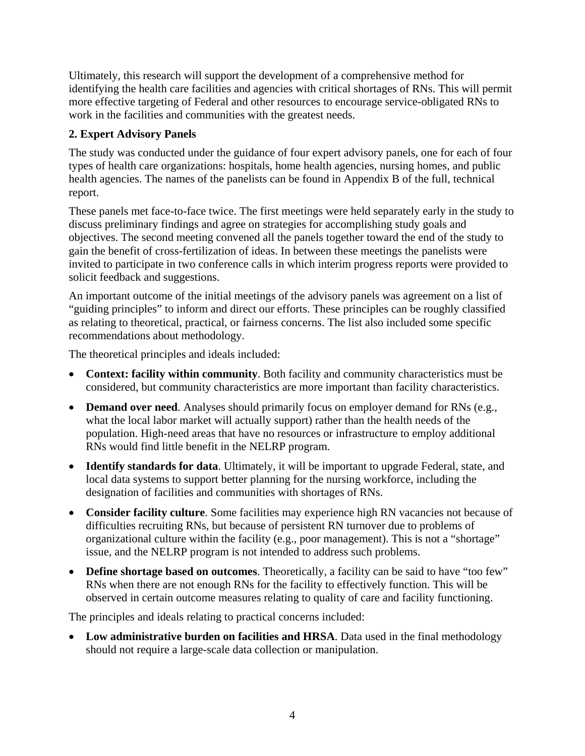Ultimately, this research will support the development of a comprehensive method for identifying the health care facilities and agencies with critical shortages of RNs. This will permit more effective targeting of Federal and other resources to encourage service-obligated RNs to work in the facilities and communities with the greatest needs.

## 2. Expert Advisory Panels

The study was conducted under the guidance of four expert advisory panels, one for each of four types of health care organizations: hospitals, home health agencies, nursing homes, and public health agencies. The names of the panelists can be found in Appendix B of the full, technical report.

These panels met face-to-face twice. The first meetings were held separately early in the study to discuss preliminary findings and agree on strategies for accomplishing study goals and objectives. The second meeting convened all the panels together toward the end of the study to gain the benefit of cross-fertilization of ideas. In between these meetings the panelists were invited to participate in two conference calls in which interim progress reports were provided to solicit feedback and suggestions.

An important outcome of the initial meetings of the advisory panels was agreement on a list of "guiding principles" to inform and direct our efforts. These principles can be roughly classified as relating to theoretical, practical, or fairness concerns. The list also included some specific recommendations about methodology.

The theoretical principles and ideals included:

- **Context: facility within community**. Both facility and community characteristics must be considered, but community characteristics are more important than facility characteristics.
- **Demand over need**. Analyses should primarily focus on employer demand for RNs (e.g., what the local labor market will actually support) rather than the health needs of the population. High-need areas that have no resources or infrastructure to employ additional RNs would find little benefit in the NELRP program.
- **Identify standards for data**. Ultimately, it will be important to upgrade Federal, state, and local data systems to support better planning for the nursing workforce, including the designation of facilities and communities with shortages of RNs.
- **Consider facility culture**. Some facilities may experience high RN vacancies not because of difficulties recruiting RNs, but because of persistent RN turnover due to problems of organizational culture within the facility (e.g., poor management). This is not a "shortage" issue, and the NELRP program is not intended to address such problems.
- **Define shortage based on outcomes**. Theoretically, a facility can be said to have "too few" RNs when there are not enough RNs for the facility to effectively function. This will be observed in certain outcome measures relating to quality of care and facility functioning.

The principles and ideals relating to practical concerns included:

- **Low administrative burden on facilities and HRSA**. Data used in the final methodology should not require a large-scale data collection or manipulation.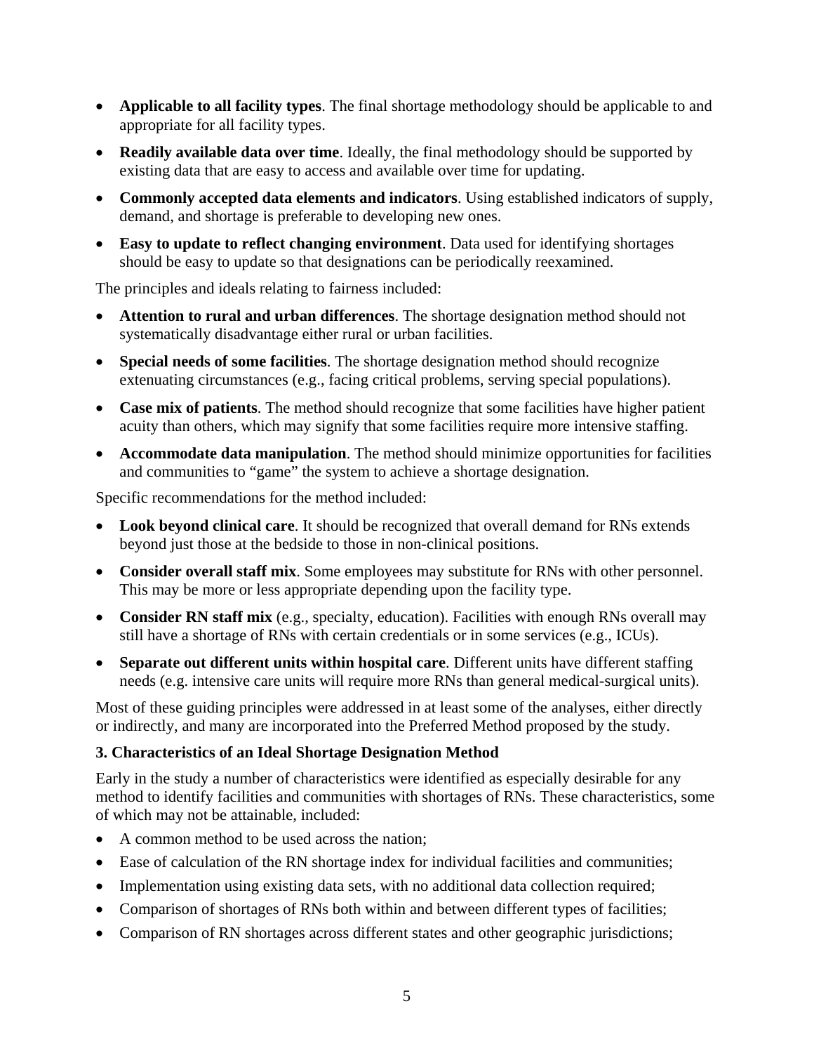- **Applicable to all facility types**. The final shortage methodology should be applicable to and appropriate for all facility types.
- **Readily available data over time**. Ideally, the final methodology should be supported by existing data that are easy to access and available over time for updating.
- **Commonly accepted data elements and indicators**. Using established indicators of supply, demand, and shortage is preferable to developing new ones.
- **Easy to update to reflect changing environment**. Data used for identifying shortages should be easy to update so that designations can be periodically reexamined.

The principles and ideals relating to fairness included:

- **Attention to rural and urban differences**. The shortage designation method should not systematically disadvantage either rural or urban facilities.
- **Special needs of some facilities**. The shortage designation method should recognize extenuating circumstances (e.g., facing critical problems, serving special populations).
- **Case mix of patients**. The method should recognize that some facilities have higher patient acuity than others, which may signify that some facilities require more intensive staffing.
- **Accommodate data manipulation**. The method should minimize opportunities for facilities and communities to "game" the system to achieve a shortage designation.

Specific recommendations for the method included:

- **Look beyond clinical care**. It should be recognized that overall demand for RNs extends beyond just those at the bedside to those in non-clinical positions.
- **Consider overall staff mix**. Some employees may substitute for RNs with other personnel. This may be more or less appropriate depending upon the facility type.
- **Consider RN staff mix** (e.g., specialty, education). Facilities with enough RNs overall may still have a shortage of RNs with certain credentials or in some services (e.g., ICUs).
- **Separate out different units within hospital care**. Different units have different staffing needs (e.g. intensive care units will require more RNs than general medical-surgical units).

Most of these guiding principles were addressed in at least some of the analyses, either directly or indirectly, and many are incorporated into the Preferred Method proposed by the study.

### 3. Characteristics of an Ideal Shortage Designation Method

Early in the study a number of characteristics were identified as especially desirable for any method to identify facilities and communities with shortages of RNs. These characteristics, some of which may not be attainable, included:

- A common method to be used across the nation;
- Ease of calculation of the RN shortage index for individual facilities and communities;
- Implementation using existing data sets, with no additional data collection required;
- Comparison of shortages of RNs both within and between different types of facilities;
- Comparison of RN shortages across different states and other geographic jurisdictions;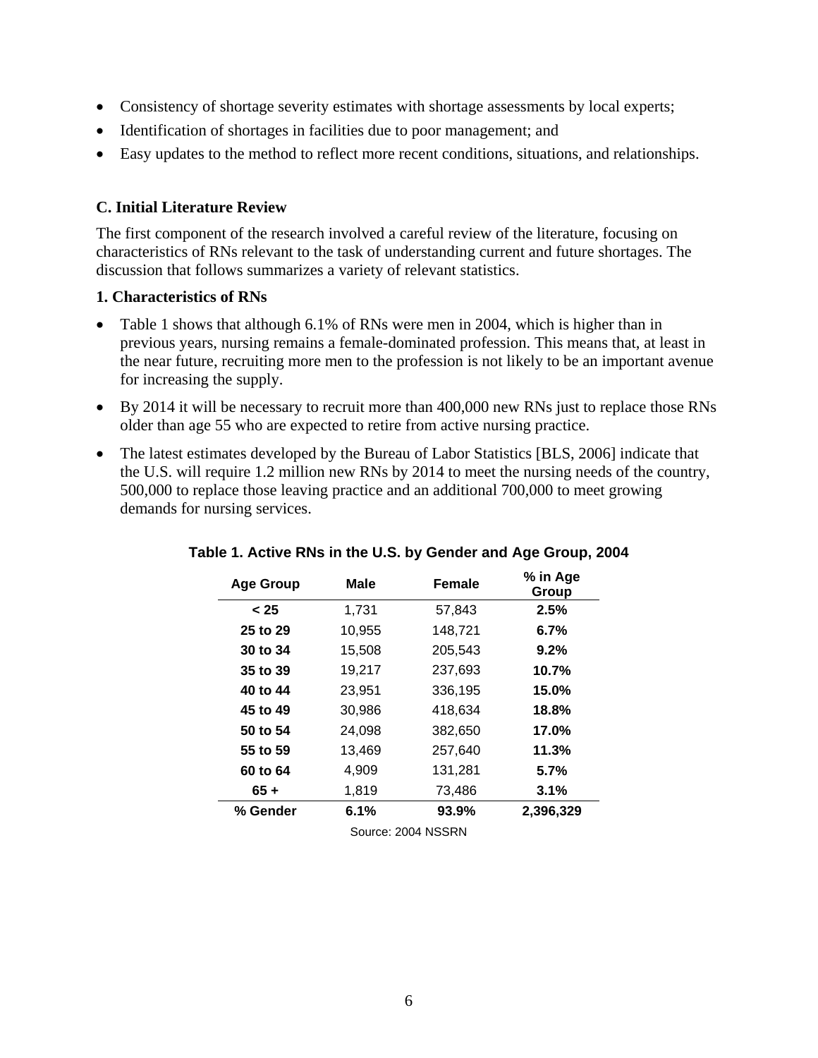- Consistency of shortage severity estimates with shortage assessments by local experts;
- Identification of shortages in facilities due to poor management; and
- Easy updates to the method to reflect more recent conditions, situations, and relationships.

### C. Initial Literature Review

The first component of the research involved a careful review of the literature, focusing on characteristics of RNs relevant to the task of understanding current and future shortages. The discussion that follows summarizes a variety of relevant statistics.

#### 1. Characteristics of RNs

- Table 1 shows that although 6.1% of RNs were men in 2004, which is higher than in previous years, nursing remains a female-dominated profession. This means that, at least in the near future, recruiting more men to the profession is not likely to be an important avenue for increasing the supply.
- By 2014 it will be necessary to recruit more than 400,000 new RNs just to replace those RNs older than age 55 who are expected to retire from active nursing practice.
- The latest estimates developed by the Bureau of Labor Statistics [BLS, 2006] indicate that the U.S. will require 1.2 million new RNs by 2014 to meet the nursing needs of the country, 500,000 to replace those leaving practice and an additional 700,000 to meet growing demands for nursing services.

**Table 1. Active RNs in the U.S. by Gender and Age Group, 2004**

| Age Group | Male | Female | % in Age Group |
|---|---|---|---|
| **< 25** | 1,731 | 57,843 | **2.5%** |
| **25 to 29** | 10,955 | 148,721 | **6.7%** |
| **30 to 34** | 15,508 | 205,543 | **9.2%** |
| **35 to 39** | 19,217 | 237,693 | **10.7%** |
| **40 to 44** | 23,951 | 336,195 | **15.0%** |
| **45 to 49** | 30,986 | 418,634 | **18.8%** |
| **50 to 54** | 24,098 | 382,650 | **17.0%** |
| **55 to 59** | 13,469 | 257,640 | **11.3%** |
| **60 to 64** | 4,909 | 131,281 | **5.7%** |
| **65 +** | 1,819 | 73,486 | **3.1%** |
| **% Gender** | **6.1%** | **93.9%** | **2,396,329** |

Source: 2004 NSSRN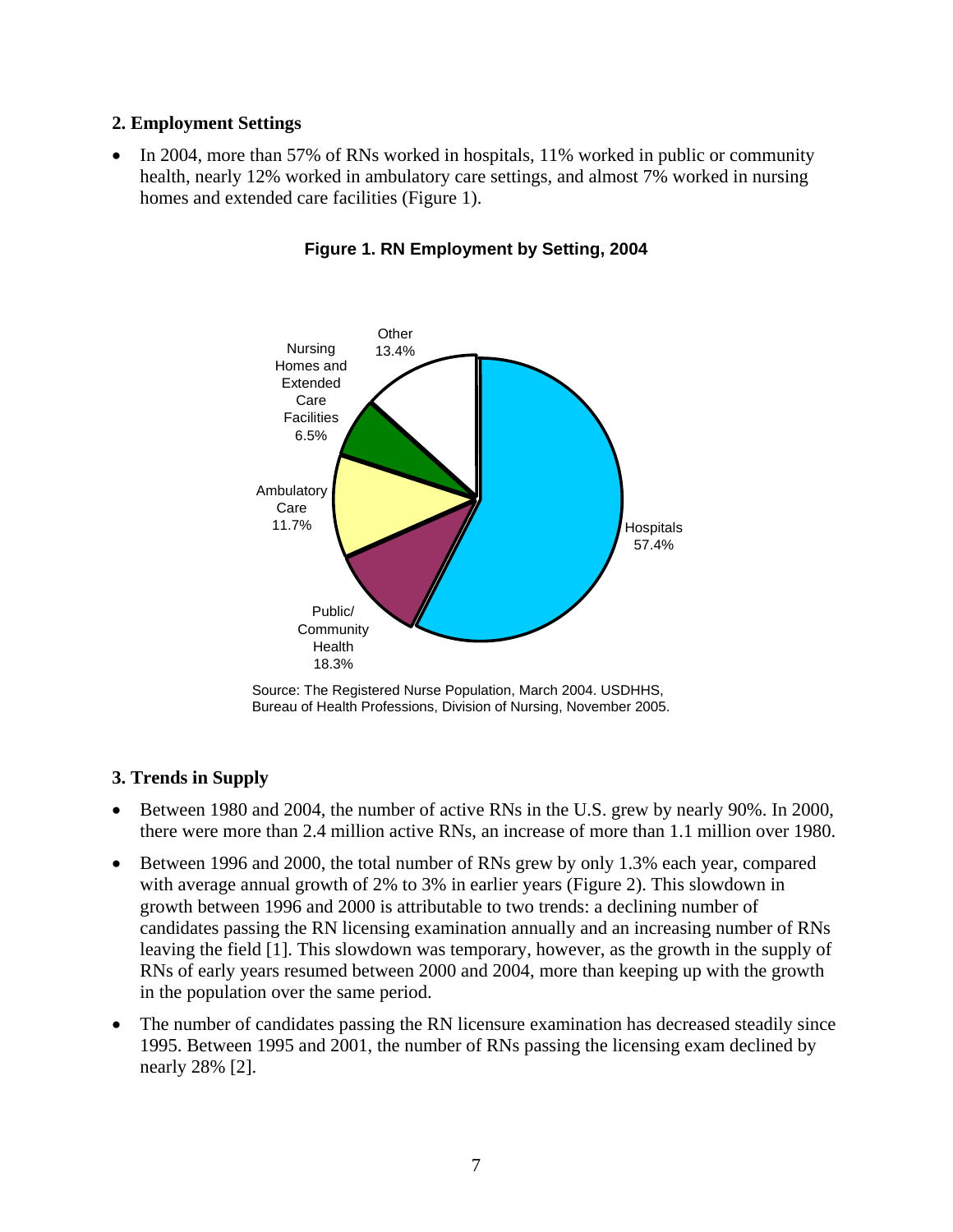## 2. Employment Settings

- In 2004, more than 57% of RNs worked in hospitals, 11% worked in public or community health, nearly 12% worked in ambulatory care settings, and almost 7% worked in nursing homes and extended care facilities (Figure 1).

**Figure 1. RN Employment by Setting, 2004**

| Setting | Percent |
| --- | --- |
| Hospitals | 57.4% |
| Public/Community Health | 18.3% |
| Ambulatory Care | 11.7% |
| Nursing Homes and Extended Care Facilities | 6.5% |
| Other | 13.4% |

Source: The Registered Nurse Population, March 2004. USDHHS, Bureau of Health Professions, Division of Nursing, November 2005.

## 3. Trends in Supply

- Between 1980 and 2004, the number of active RNs in the U.S. grew by nearly 90%. In 2000, there were more than 2.4 million active RNs, an increase of more than 1.1 million over 1980.
- Between 1996 and 2000, the total number of RNs grew by only 1.3% each year, compared with average annual growth of 2% to 3% in earlier years (Figure 2). This slowdown in growth between 1996 and 2000 is attributable to two trends: a declining number of candidates passing the RN licensing examination annually and an increasing number of RNs leaving the field [1]. This slowdown was temporary, however, as the growth in the supply of RNs of early years resumed between 2000 and 2004, more than keeping up with the growth in the population over the same period.
- The number of candidates passing the RN licensure examination has decreased steadily since 1995. Between 1995 and 2001, the number of RNs passing the licensing exam declined by nearly 28% [2].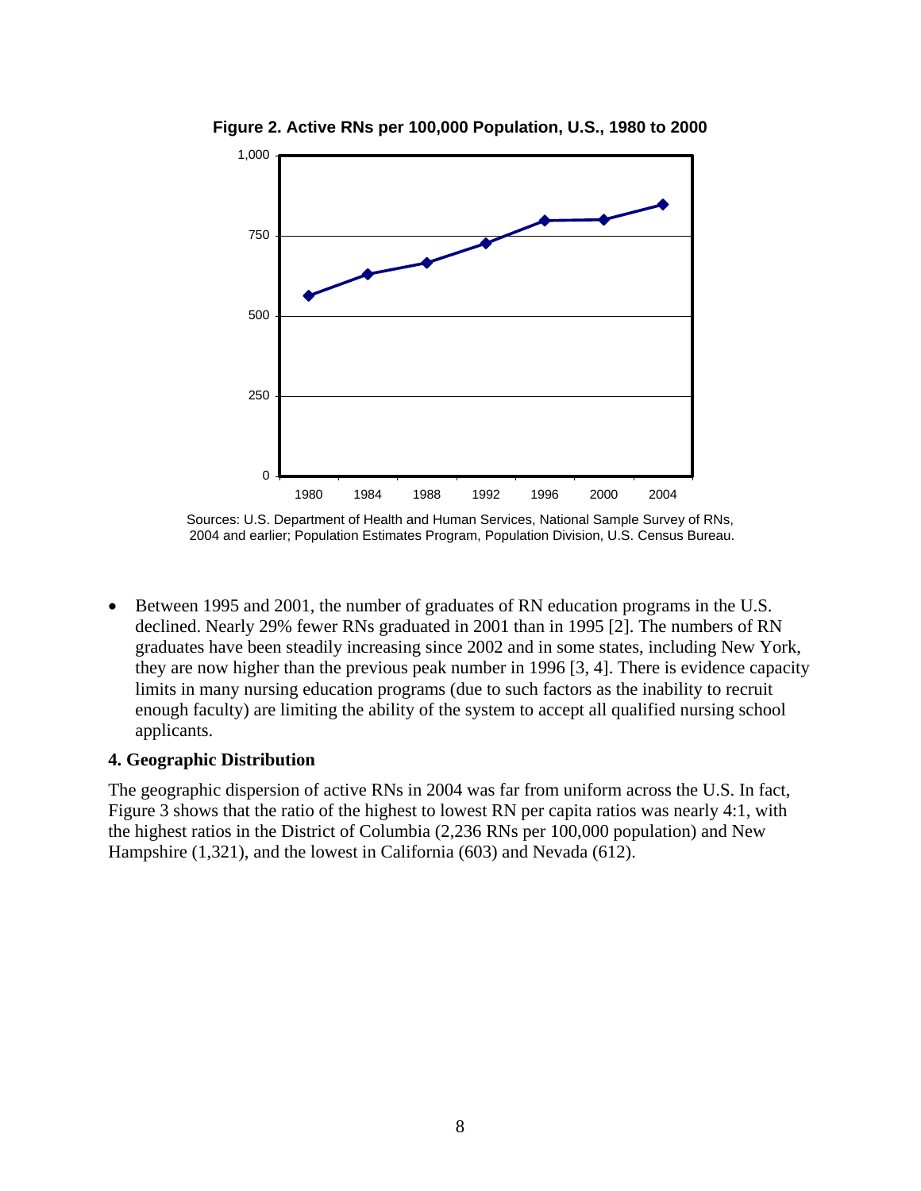**Figure 2. Active RNs per 100,000 Population, U.S., 1980 to 2000**

Sources: U.S. Department of Health and Human Services, National Sample Survey of RNs, 2004 and earlier; Population Estimates Program, Population Division, U.S. Census Bureau.

- Between 1995 and 2001, the number of graduates of RN education programs in the U.S. declined. Nearly 29% fewer RNs graduated in 2001 than in 1995 [2]. The numbers of RN graduates have been steadily increasing since 2002 and in some states, including New York, they are now higher than the previous peak number in 1996 [3, 4]. There is evidence capacity limits in many nursing education programs (due to such factors as the inability to recruit enough faculty) are limiting the ability of the system to accept all qualified nursing school applicants.

### 4. Geographic Distribution

The geographic dispersion of active RNs in 2004 was far from uniform across the U.S. In fact, Figure 3 shows that the ratio of the highest to lowest RN per capita ratios was nearly 4:1, with the highest ratios in the District of Columbia (2,236 RNs per 100,000 population) and New Hampshire (1,321), and the lowest in California (603) and Nevada (612).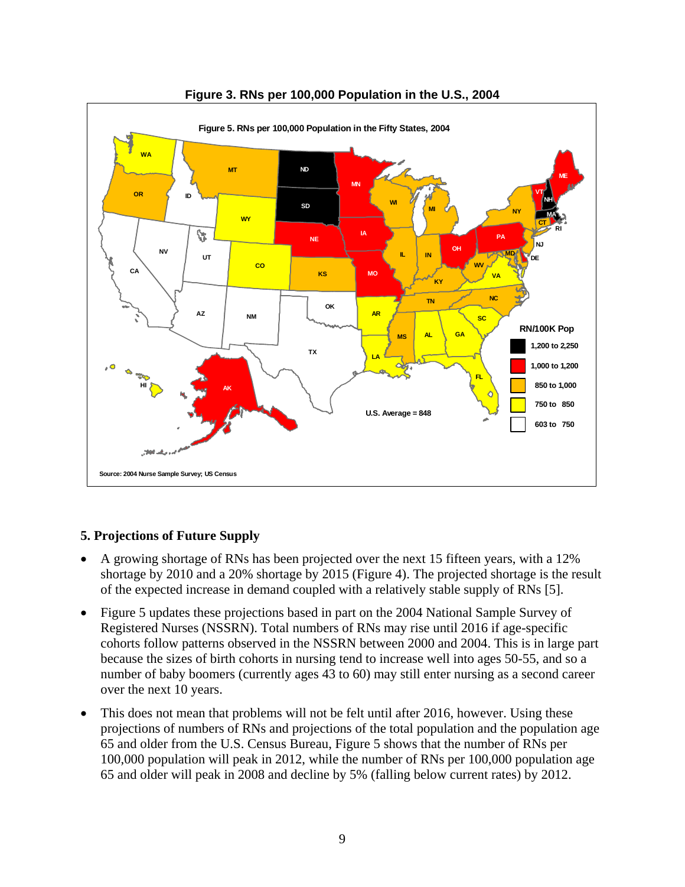**Figure 3. RNs per 100,000 Population in the U.S., 2004**

## 5. Projections of Future Supply

- A growing shortage of RNs has been projected over the next 15 fifteen years, with a 12% shortage by 2010 and a 20% shortage by 2015 (Figure 4). The projected shortage is the result of the expected increase in demand coupled with a relatively stable supply of RNs [5].
- Figure 5 updates these projections based in part on the 2004 National Sample Survey of Registered Nurses (NSSRN). Total numbers of RNs may rise until 2016 if age-specific cohorts follow patterns observed in the NSSRN between 2000 and 2004. This is in large part because the sizes of birth cohorts in nursing tend to increase well into ages 50-55, and so a number of baby boomers (currently ages 43 to 60) may still enter nursing as a second career over the next 10 years.
- This does not mean that problems will not be felt until after 2016, however. Using these projections of numbers of RNs and projections of the total population and the population age 65 and older from the U.S. Census Bureau, Figure 5 shows that the number of RNs per 100,000 population will peak in 2012, while the number of RNs per 100,000 population age 65 and older will peak in 2008 and decline by 5% (falling below current rates) by 2012.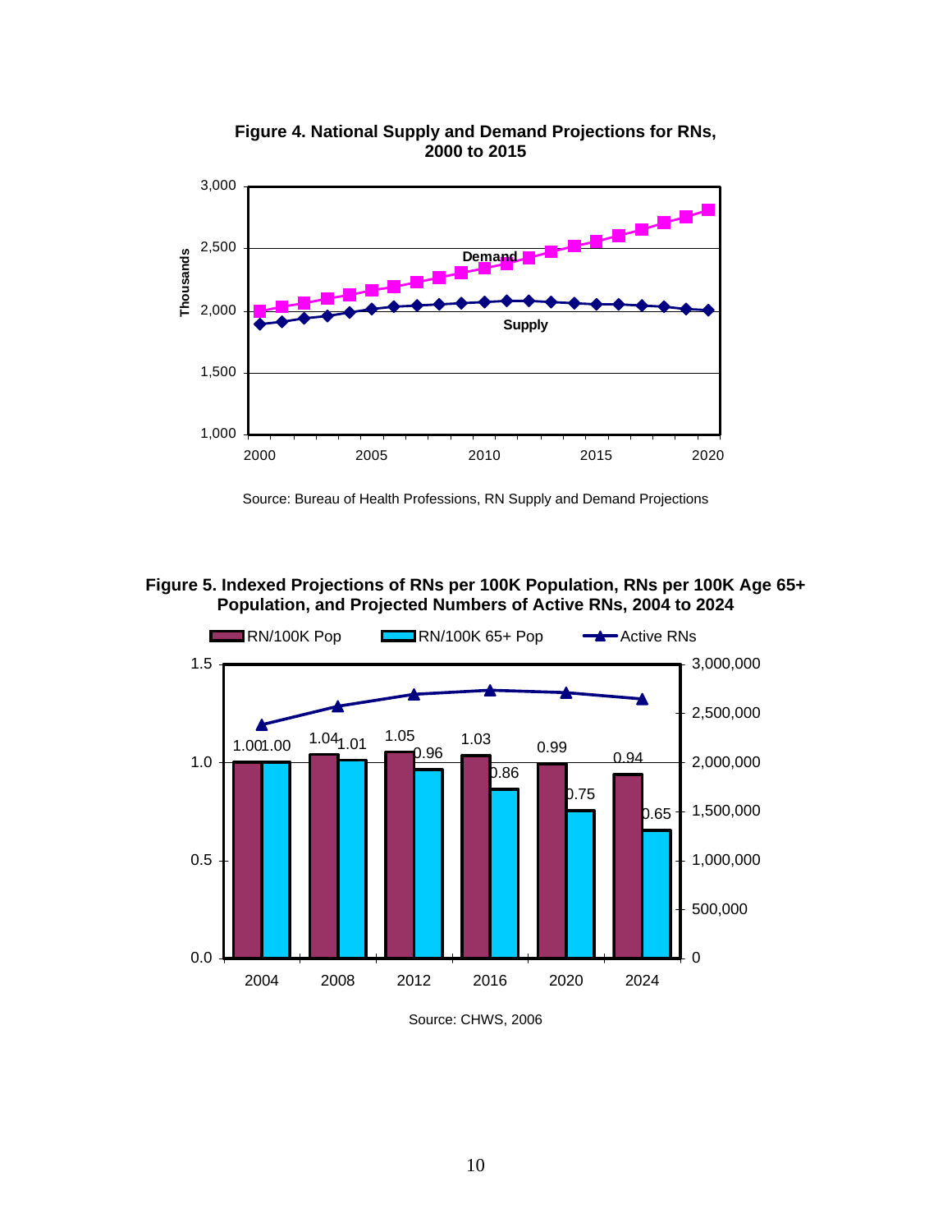**Figure 4. National Supply and Demand Projections for RNs, 2000 to 2015**

Source: Bureau of Health Professions, RN Supply and Demand Projections

**Figure 5. Indexed Projections of RNs per 100K Population, RNs per 100K Age 65+ Population, and Projected Numbers of Active RNs, 2004 to 2024**

Source: CHWS, 2006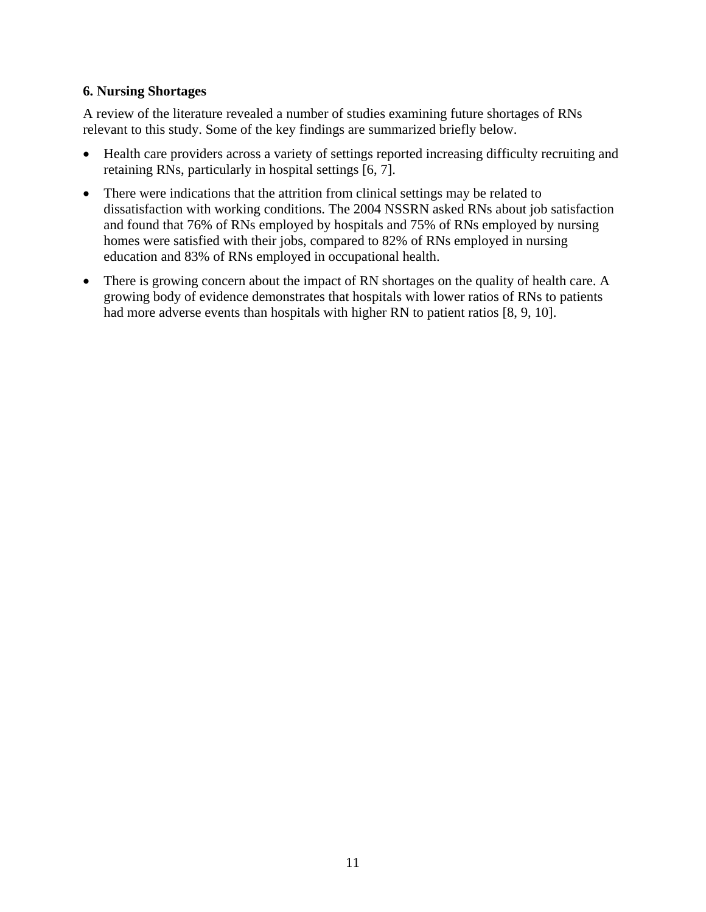## 6. Nursing Shortages

A review of the literature revealed a number of studies examining future shortages of RNs relevant to this study. Some of the key findings are summarized briefly below.

- Health care providers across a variety of settings reported increasing difficulty recruiting and retaining RNs, particularly in hospital settings [6, 7].
- There were indications that the attrition from clinical settings may be related to dissatisfaction with working conditions. The 2004 NSSRN asked RNs about job satisfaction and found that 76% of RNs employed by hospitals and 75% of RNs employed by nursing homes were satisfied with their jobs, compared to 82% of RNs employed in nursing education and 83% of RNs employed in occupational health.
- There is growing concern about the impact of RN shortages on the quality of health care. A growing body of evidence demonstrates that hospitals with lower ratios of RNs to patients had more adverse events than hospitals with higher RN to patient ratios [8, 9, 10].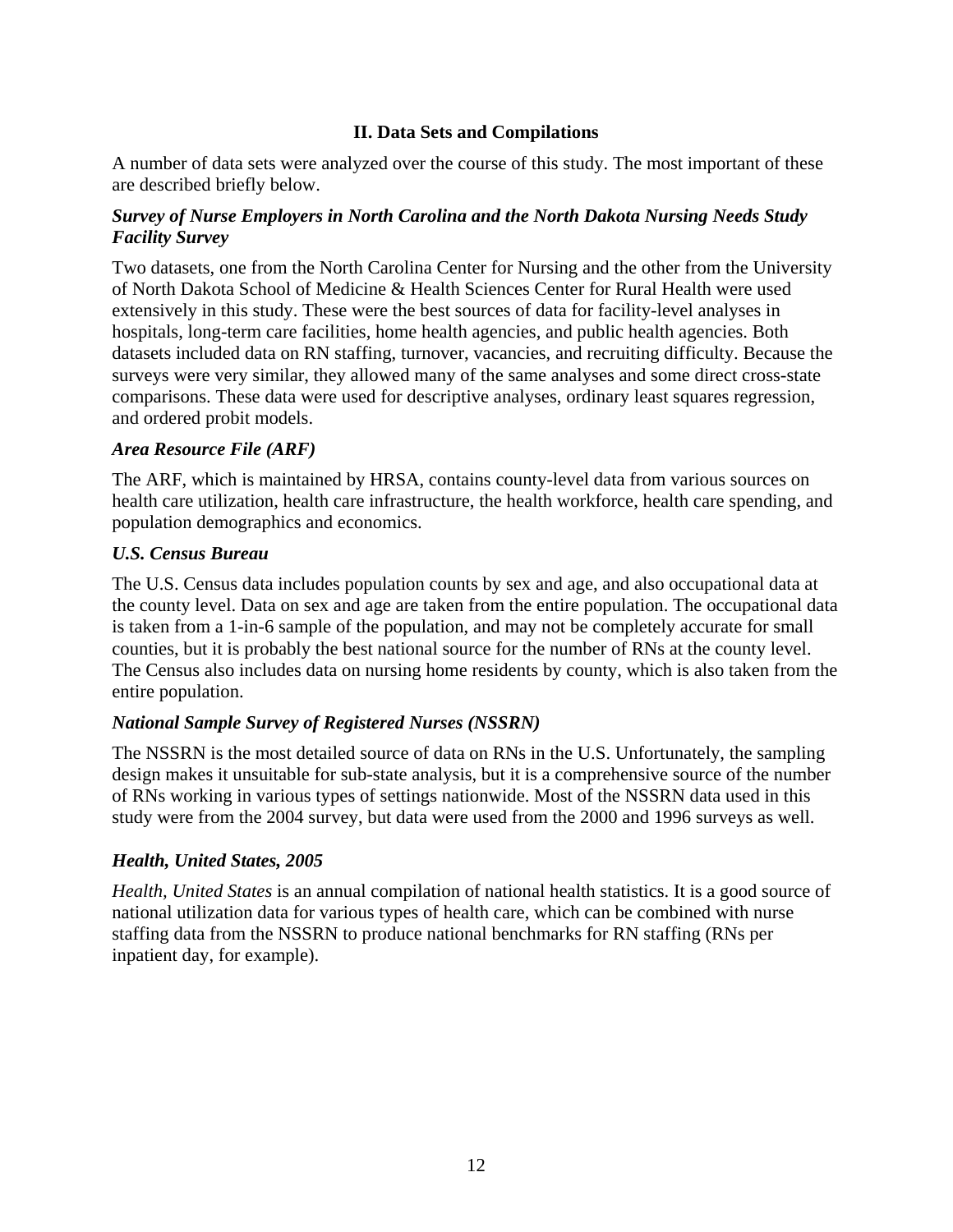## II. Data Sets and Compilations

A number of data sets were analyzed over the course of this study. The most important of these are described briefly below.

### *Survey of Nurse Employers in North Carolina and the North Dakota Nursing Needs Study Facility Survey*

Two datasets, one from the North Carolina Center for Nursing and the other from the University of North Dakota School of Medicine & Health Sciences Center for Rural Health were used extensively in this study. These were the best sources of data for facility-level analyses in hospitals, long-term care facilities, home health agencies, and public health agencies. Both datasets included data on RN staffing, turnover, vacancies, and recruiting difficulty. Because the surveys were very similar, they allowed many of the same analyses and some direct cross-state comparisons. These data were used for descriptive analyses, ordinary least squares regression, and ordered probit models.

### *Area Resource File (ARF)*

The ARF, which is maintained by HRSA, contains county-level data from various sources on health care utilization, health care infrastructure, the health workforce, health care spending, and population demographics and economics.

### *U.S. Census Bureau*

The U.S. Census data includes population counts by sex and age, and also occupational data at the county level. Data on sex and age are taken from the entire population. The occupational data is taken from a 1-in-6 sample of the population, and may not be completely accurate for small counties, but it is probably the best national source for the number of RNs at the county level. The Census also includes data on nursing home residents by county, which is also taken from the entire population.

### *National Sample Survey of Registered Nurses (NSSRN)*

The NSSRN is the most detailed source of data on RNs in the U.S. Unfortunately, the sampling design makes it unsuitable for sub-state analysis, but it is a comprehensive source of the number of RNs working in various types of settings nationwide. Most of the NSSRN data used in this study were from the 2004 survey, but data were used from the 2000 and 1996 surveys as well.

### *Health, United States, 2005*

*Health, United States* is an annual compilation of national health statistics. It is a good source of national utilization data for various types of health care, which can be combined with nurse staffing data from the NSSRN to produce national benchmarks for RN staffing (RNs per inpatient day, for example).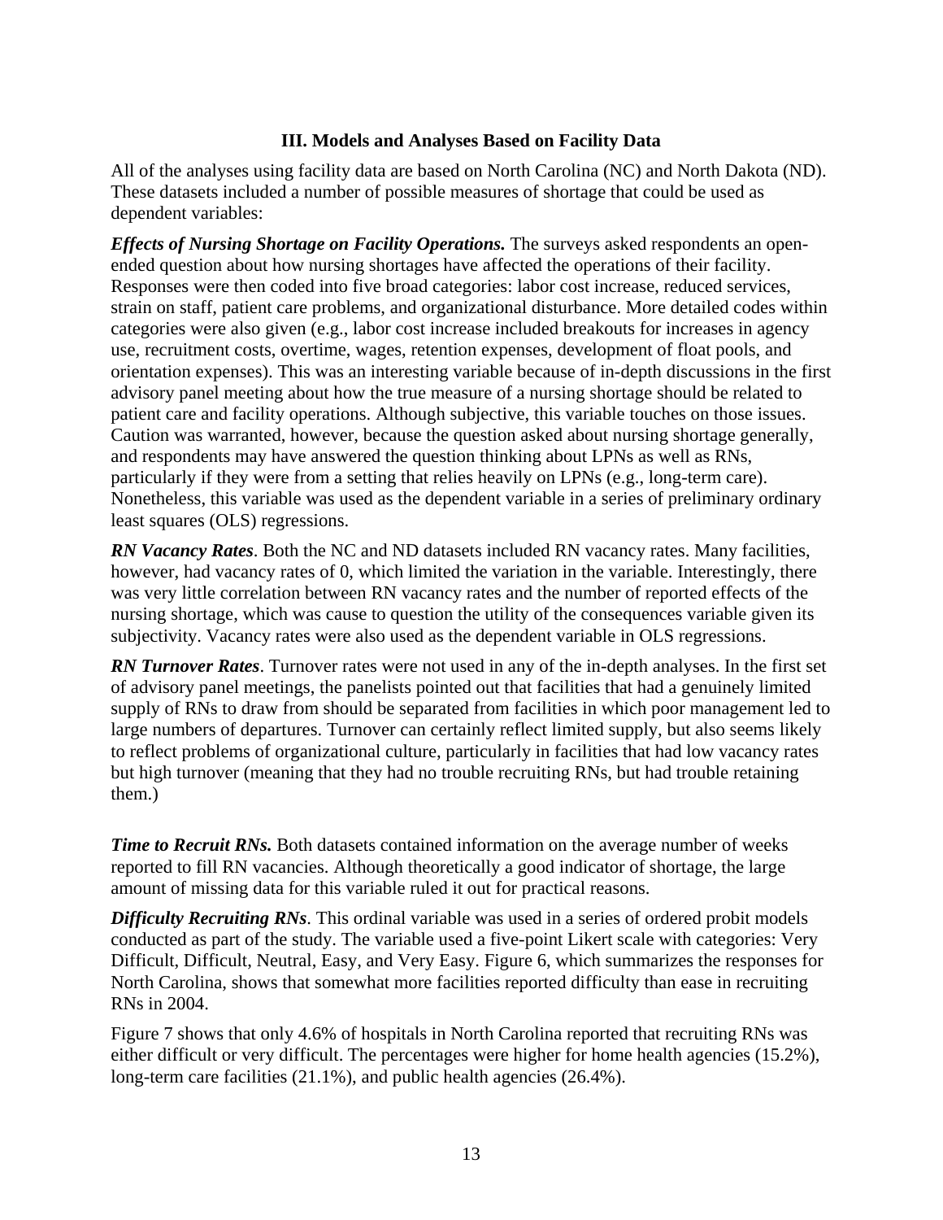## III. Models and Analyses Based on Facility Data

All of the analyses using facility data are based on North Carolina (NC) and North Dakota (ND). These datasets included a number of possible measures of shortage that could be used as dependent variables:

***Effects of Nursing Shortage on Facility Operations.*** The surveys asked respondents an open-ended question about how nursing shortages have affected the operations of their facility. Responses were then coded into five broad categories: labor cost increase, reduced services, strain on staff, patient care problems, and organizational disturbance. More detailed codes within categories were also given (e.g., labor cost increase included breakouts for increases in agency use, recruitment costs, overtime, wages, retention expenses, development of float pools, and orientation expenses). This was an interesting variable because of in-depth discussions in the first advisory panel meeting about how the true measure of a nursing shortage should be related to patient care and facility operations. Although subjective, this variable touches on those issues. Caution was warranted, however, because the question asked about nursing shortage generally, and respondents may have answered the question thinking about LPNs as well as RNs, particularly if they were from a setting that relies heavily on LPNs (e.g., long-term care). Nonetheless, this variable was used as the dependent variable in a series of preliminary ordinary least squares (OLS) regressions.

***RN Vacancy Rates***. Both the NC and ND datasets included RN vacancy rates. Many facilities, however, had vacancy rates of 0, which limited the variation in the variable. Interestingly, there was very little correlation between RN vacancy rates and the number of reported effects of the nursing shortage, which was cause to question the utility of the consequences variable given its subjectivity. Vacancy rates were also used as the dependent variable in OLS regressions.

***RN Turnover Rates***. Turnover rates were not used in any of the in-depth analyses. In the first set of advisory panel meetings, the panelists pointed out that facilities that had a genuinely limited supply of RNs to draw from should be separated from facilities in which poor management led to large numbers of departures. Turnover can certainly reflect limited supply, but also seems likely to reflect problems of organizational culture, particularly in facilities that had low vacancy rates but high turnover (meaning that they had no trouble recruiting RNs, but had trouble retaining them.)

***Time to Recruit RNs.*** Both datasets contained information on the average number of weeks reported to fill RN vacancies. Although theoretically a good indicator of shortage, the large amount of missing data for this variable ruled it out for practical reasons.

***Difficulty Recruiting RNs***. This ordinal variable was used in a series of ordered probit models conducted as part of the study. The variable used a five-point Likert scale with categories: Very Difficult, Difficult, Neutral, Easy, and Very Easy. Figure 6, which summarizes the responses for North Carolina, shows that somewhat more facilities reported difficulty than ease in recruiting RNs in 2004.

Figure 7 shows that only 4.6% of hospitals in North Carolina reported that recruiting RNs was either difficult or very difficult. The percentages were higher for home health agencies (15.2%), long-term care facilities (21.1%), and public health agencies (26.4%).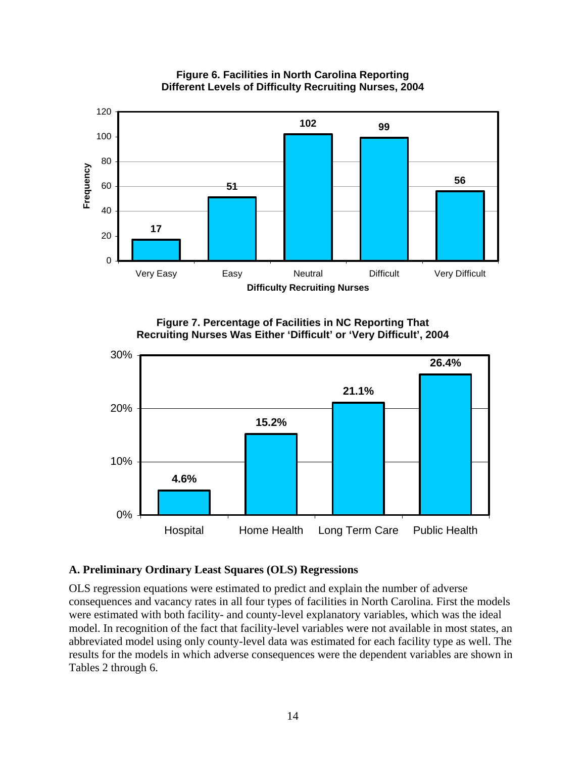**Figure 6. Facilities in North Carolina Reporting Different Levels of Difficulty Recruiting Nurses, 2004**

| Difficulty Recruiting Nurses | Frequency |
|---|---|
| Very Easy | 17 |
| Easy | 51 |
| Neutral | 102 |
| Difficult | 99 |
| Very Difficult | 56 |

**Figure 7. Percentage of Facilities in NC Reporting That Recruiting Nurses Was Either 'Difficult' or 'Very Difficult', 2004**

| Facility Type | Percentage |
|---|---|
| Hospital | 4.6% |
| Home Health | 15.2% |
| Long Term Care | 21.1% |
| Public Health | 26.4% |

### A. Preliminary Ordinary Least Squares (OLS) Regressions

OLS regression equations were estimated to predict and explain the number of adverse consequences and vacancy rates in all four types of facilities in North Carolina. First the models were estimated with both facility- and county-level explanatory variables, which was the ideal model. In recognition of the fact that facility-level variables were not available in most states, an abbreviated model using only county-level data was estimated for each facility type as well. The results for the models in which adverse consequences were the dependent variables are shown in Tables 2 through 6.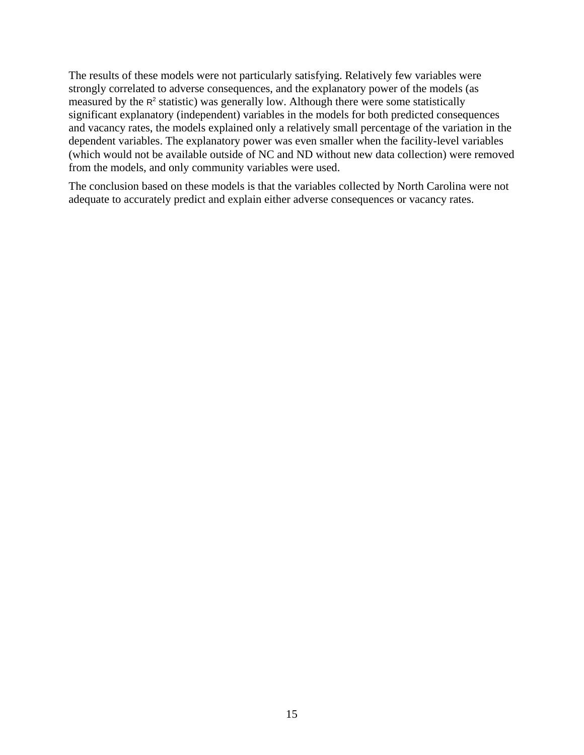The results of these models were not particularly satisfying. Relatively few variables were strongly correlated to adverse consequences, and the explanatory power of the models (as measured by the $R^2$ statistic) was generally low. Although there were some statistically significant explanatory (independent) variables in the models for both predicted consequences and vacancy rates, the models explained only a relatively small percentage of the variation in the dependent variables. The explanatory power was even smaller when the facility-level variables (which would not be available outside of NC and ND without new data collection) were removed from the models, and only community variables were used.

The conclusion based on these models is that the variables collected by North Carolina were not adequate to accurately predict and explain either adverse consequences or vacancy rates.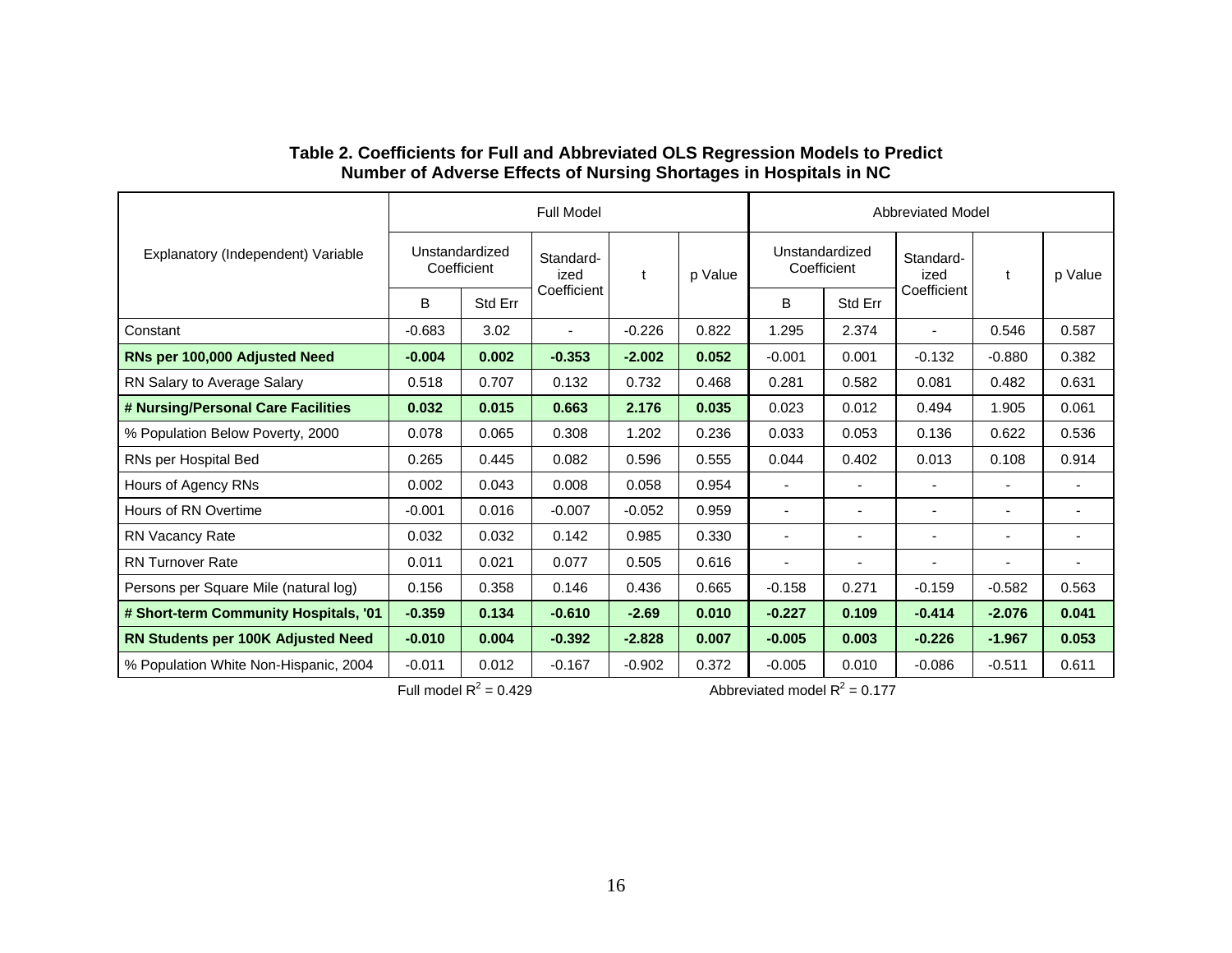**Table 2. Coefficients for Full and Abbreviated OLS Regression Models to Predict Number of Adverse Effects of Nursing Shortages in Hospitals in NC**

| Explanatory (Independent) Variable | Full Model | | | | | Abbreviated Model | | | | |
|---|---|---|---|---|---|---|---|---|---|---|
| | Unstandardized Coefficient | | Standard-ized Coefficient | t | p Value | Unstandardized Coefficient | | Standard-ized Coefficient | t | p Value |
| | B | Std Err | | | | B | Std Err | | | |
| Constant | -0.683 | 3.02 | - | -0.226 | 0.822 | 1.295 | 2.374 | - | 0.546 | 0.587 |
| **RNs per 100,000 Adjusted Need** | **-0.004** | **0.002** | **-0.353** | **-2.002** | **0.052** | -0.001 | 0.001 | -0.132 | -0.880 | 0.382 |
| RN Salary to Average Salary | 0.518 | 0.707 | 0.132 | 0.732 | 0.468 | 0.281 | 0.582 | 0.081 | 0.482 | 0.631 |
| **# Nursing/Personal Care Facilities** | **0.032** | **0.015** | **0.663** | **2.176** | **0.035** | 0.023 | 0.012 | 0.494 | 1.905 | 0.061 |
| % Population Below Poverty, 2000 | 0.078 | 0.065 | 0.308 | 1.202 | 0.236 | 0.033 | 0.053 | 0.136 | 0.622 | 0.536 |
| RNs per Hospital Bed | 0.265 | 0.445 | 0.082 | 0.596 | 0.555 | 0.044 | 0.402 | 0.013 | 0.108 | 0.914 |
| Hours of Agency RNs | 0.002 | 0.043 | 0.008 | 0.058 | 0.954 | - | - | - | - | - |
| Hours of RN Overtime | -0.001 | 0.016 | -0.007 | -0.052 | 0.959 | - | - | - | - | - |
| RN Vacancy Rate | 0.032 | 0.032 | 0.142 | 0.985 | 0.330 | - | - | - | - | - |
| RN Turnover Rate | 0.011 | 0.021 | 0.077 | 0.505 | 0.616 | - | - | - | - | - |
| Persons per Square Mile (natural log) | 0.156 | 0.358 | 0.146 | 0.436 | 0.665 | -0.158 | 0.271 | -0.159 | -0.582 | 0.563 |
| **# Short-term Community Hospitals, '01** | **-0.359** | **0.134** | **-0.610** | **-2.69** | **0.010** | **-0.227** | **0.109** | **-0.414** | **-2.076** | **0.041** |
| **RN Students per 100K Adjusted Need** | **-0.010** | **0.004** | **-0.392** | **-2.828** | **0.007** | **-0.005** | **0.003** | **-0.226** | **-1.967** | **0.053** |
| % Population White Non-Hispanic, 2004 | -0.011 | 0.012 | -0.167 | -0.902 | 0.372 | -0.005 | 0.010 | -0.086 | -0.511 | 0.611 |

Full model $R^2 = 0.429$ Abbreviated model $R^2 = 0.177$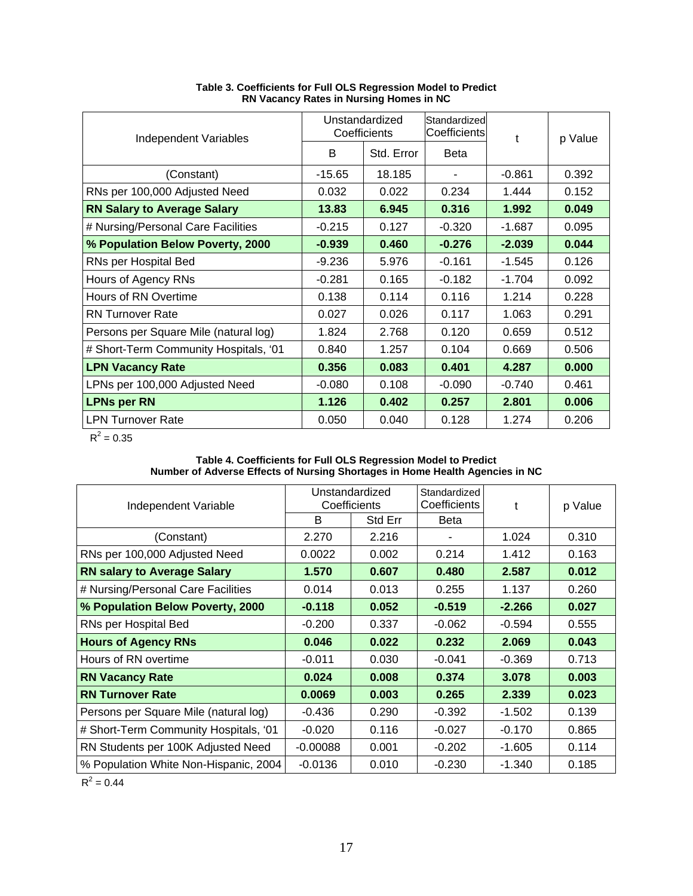**Table 3. Coefficients for Full OLS Regression Model to Predict RN Vacancy Rates in Nursing Homes in NC**

| Independent Variables | Unstandardized Coefficients | | Standardized Coefficients | t | p Value |
|---|---|---|---|---|---|
| | B | Std. Error | Beta | | |
| (Constant) | -15.65 | 18.185 | - | -0.861 | 0.392 |
| RNs per 100,000 Adjusted Need | 0.032 | 0.022 | 0.234 | 1.444 | 0.152 |
| **RN Salary to Average Salary** | **13.83** | **6.945** | **0.316** | **1.992** | **0.049** |
| # Nursing/Personal Care Facilities | -0.215 | 0.127 | -0.320 | -1.687 | 0.095 |
| **% Population Below Poverty, 2000** | **-0.939** | **0.460** | **-0.276** | **-2.039** | **0.044** |
| RNs per Hospital Bed | -9.236 | 5.976 | -0.161 | -1.545 | 0.126 |
| Hours of Agency RNs | -0.281 | 0.165 | -0.182 | -1.704 | 0.092 |
| Hours of RN Overtime | 0.138 | 0.114 | 0.116 | 1.214 | 0.228 |
| RN Turnover Rate | 0.027 | 0.026 | 0.117 | 1.063 | 0.291 |
| Persons per Square Mile (natural log) | 1.824 | 2.768 | 0.120 | 0.659 | 0.512 |
| # Short-Term Community Hospitals, '01 | 0.840 | 1.257 | 0.104 | 0.669 | 0.506 |
| **LPN Vacancy Rate** | **0.356** | **0.083** | **0.401** | **4.287** | **0.000** |
| LPNs per 100,000 Adjusted Need | -0.080 | 0.108 | -0.090 | -0.740 | 0.461 |
| **LPNs per RN** | **1.126** | **0.402** | **0.257** | **2.801** | **0.006** |
| LPN Turnover Rate | 0.050 | 0.040 | 0.128 | 1.274 | 0.206 |

$R^2 = 0.35$

**Table 4. Coefficients for Full OLS Regression Model to Predict Number of Adverse Effects of Nursing Shortages in Home Health Agencies in NC**

| Independent Variable | Unstandardized Coefficients | | Standardized Coefficients | t | p Value |
|---|---|---|---|---|---|
| | B | Std Err | Beta | | |
| (Constant) | 2.270 | 2.216 | - | 1.024 | 0.310 |
| RNs per 100,000 Adjusted Need | 0.0022 | 0.002 | 0.214 | 1.412 | 0.163 |
| **RN salary to Average Salary** | **1.570** | **0.607** | **0.480** | **2.587** | **0.012** |
| # Nursing/Personal Care Facilities | 0.014 | 0.013 | 0.255 | 1.137 | 0.260 |
| **% Population Below Poverty, 2000** | **-0.118** | **0.052** | **-0.519** | **-2.266** | **0.027** |
| RNs per Hospital Bed | -0.200 | 0.337 | -0.062 | -0.594 | 0.555 |
| **Hours of Agency RNs** | **0.046** | **0.022** | **0.232** | **2.069** | **0.043** |
| Hours of RN overtime | -0.011 | 0.030 | -0.041 | -0.369 | 0.713 |
| **RN Vacancy Rate** | **0.024** | **0.008** | **0.374** | **3.078** | **0.003** |
| **RN Turnover Rate** | **0.0069** | **0.003** | **0.265** | **2.339** | **0.023** |
| Persons per Square Mile (natural log) | -0.436 | 0.290 | -0.392 | -1.502 | 0.139 |
| # Short-Term Community Hospitals, '01 | -0.020 | 0.116 | -0.027 | -0.170 | 0.865 |
| RN Students per 100K Adjusted Need | -0.00088 | 0.001 | -0.202 | -1.605 | 0.114 |
| % Population White Non-Hispanic, 2004 | -0.0136 | 0.010 | -0.230 | -1.340 | 0.185 |

$R^2 = 0.44$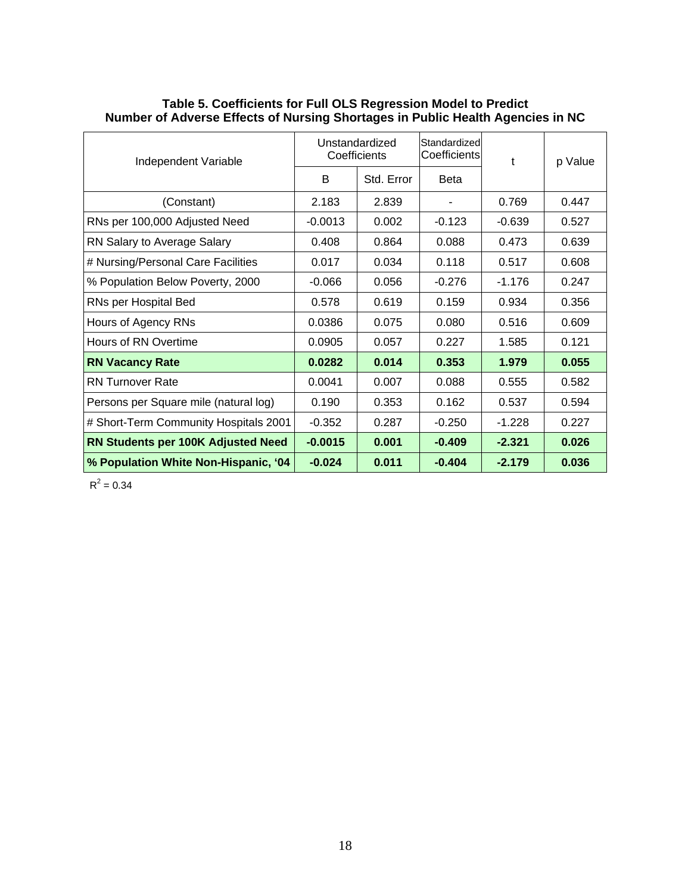**Table 5. Coefficients for Full OLS Regression Model to Predict Number of Adverse Effects of Nursing Shortages in Public Health Agencies in NC**

| Independent Variable | Unstandardized Coefficients | | Standardized Coefficients | t | p Value |
|---|---|---|---|---|---|
| | B | Std. Error | Beta | | |
| (Constant) | 2.183 | 2.839 | - | 0.769 | 0.447 |
| RNs per 100,000 Adjusted Need | -0.0013 | 0.002 | -0.123 | -0.639 | 0.527 |
| RN Salary to Average Salary | 0.408 | 0.864 | 0.088 | 0.473 | 0.639 |
| # Nursing/Personal Care Facilities | 0.017 | 0.034 | 0.118 | 0.517 | 0.608 |
| % Population Below Poverty, 2000 | -0.066 | 0.056 | -0.276 | -1.176 | 0.247 |
| RNs per Hospital Bed | 0.578 | 0.619 | 0.159 | 0.934 | 0.356 |
| Hours of Agency RNs | 0.0386 | 0.075 | 0.080 | 0.516 | 0.609 |
| Hours of RN Overtime | 0.0905 | 0.057 | 0.227 | 1.585 | 0.121 |
| **RN Vacancy Rate** | **0.0282** | **0.014** | **0.353** | **1.979** | **0.055** |
| RN Turnover Rate | 0.0041 | 0.007 | 0.088 | 0.555 | 0.582 |
| Persons per Square mile (natural log) | 0.190 | 0.353 | 0.162 | 0.537 | 0.594 |
| # Short-Term Community Hospitals 2001 | -0.352 | 0.287 | -0.250 | -1.228 | 0.227 |
| **RN Students per 100K Adjusted Need** | **-0.0015** | **0.001** | **-0.409** | **-2.321** | **0.026** |
| **% Population White Non-Hispanic, '04** | **-0.024** | **0.011** | **-0.404** | **-2.179** | **0.036** |

$R^2 = 0.34$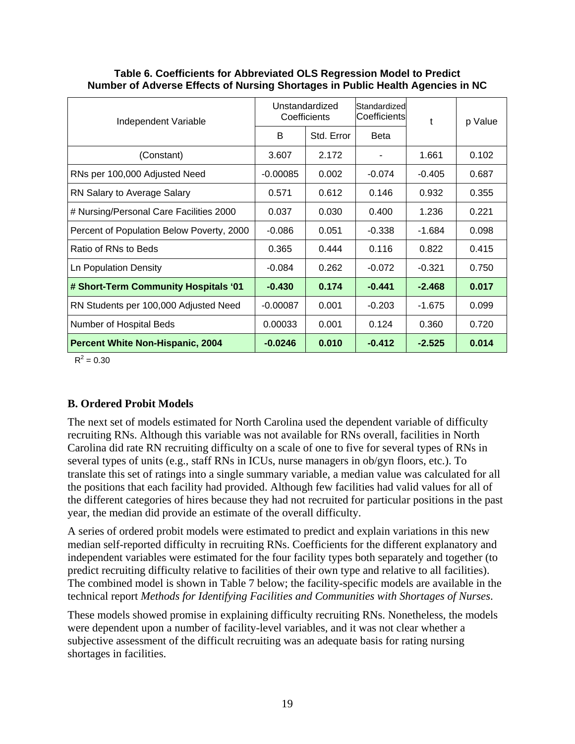**Table 6. Coefficients for Abbreviated OLS Regression Model to Predict Number of Adverse Effects of Nursing Shortages in Public Health Agencies in NC**

| Independent Variable | Unstandardized Coefficients | | Standardized Coefficients | t | p Value |
|---|---|---|---|---|---|
| | B | Std. Error | Beta | | |
| (Constant) | 3.607 | 2.172 | - | 1.661 | 0.102 |
| RNs per 100,000 Adjusted Need | -0.00085 | 0.002 | -0.074 | -0.405 | 0.687 |
| RN Salary to Average Salary | 0.571 | 0.612 | 0.146 | 0.932 | 0.355 |
| # Nursing/Personal Care Facilities 2000 | 0.037 | 0.030 | 0.400 | 1.236 | 0.221 |
| Percent of Population Below Poverty, 2000 | -0.086 | 0.051 | -0.338 | -1.684 | 0.098 |
| Ratio of RNs to Beds | 0.365 | 0.444 | 0.116 | 0.822 | 0.415 |
| Ln Population Density | -0.084 | 0.262 | -0.072 | -0.321 | 0.750 |
| **# Short-Term Community Hospitals '01** | **-0.430** | **0.174** | **-0.441** | **-2.468** | **0.017** |
| RN Students per 100,000 Adjusted Need | -0.00087 | 0.001 | -0.203 | -1.675 | 0.099 |
| Number of Hospital Beds | 0.00033 | 0.001 | 0.124 | 0.360 | 0.720 |
| **Percent White Non-Hispanic, 2004** | **-0.0246** | **0.010** | **-0.412** | **-2.525** | **0.014** |

$R^2 = 0.30$

### B. Ordered Probit Models

The next set of models estimated for North Carolina used the dependent variable of difficulty recruiting RNs. Although this variable was not available for RNs overall, facilities in North Carolina did rate RN recruiting difficulty on a scale of one to five for several types of RNs in several types of units (e.g., staff RNs in ICUs, nurse managers in ob/gyn floors, etc.). To translate this set of ratings into a single summary variable, a median value was calculated for all the positions that each facility had provided. Although few facilities had valid values for all of the different categories of hires because they had not recruited for particular positions in the past year, the median did provide an estimate of the overall difficulty.

A series of ordered probit models were estimated to predict and explain variations in this new median self-reported difficulty in recruiting RNs. Coefficients for the different explanatory and independent variables were estimated for the four facility types both separately and together (to predict recruiting difficulty relative to facilities of their own type and relative to all facilities). The combined model is shown in Table 7 below; the facility-specific models are available in the technical report *Methods for Identifying Facilities and Communities with Shortages of Nurses*.

These models showed promise in explaining difficulty recruiting RNs. Nonetheless, the models were dependent upon a number of facility-level variables, and it was not clear whether a subjective assessment of the difficult recruiting was an adequate basis for rating nursing shortages in facilities.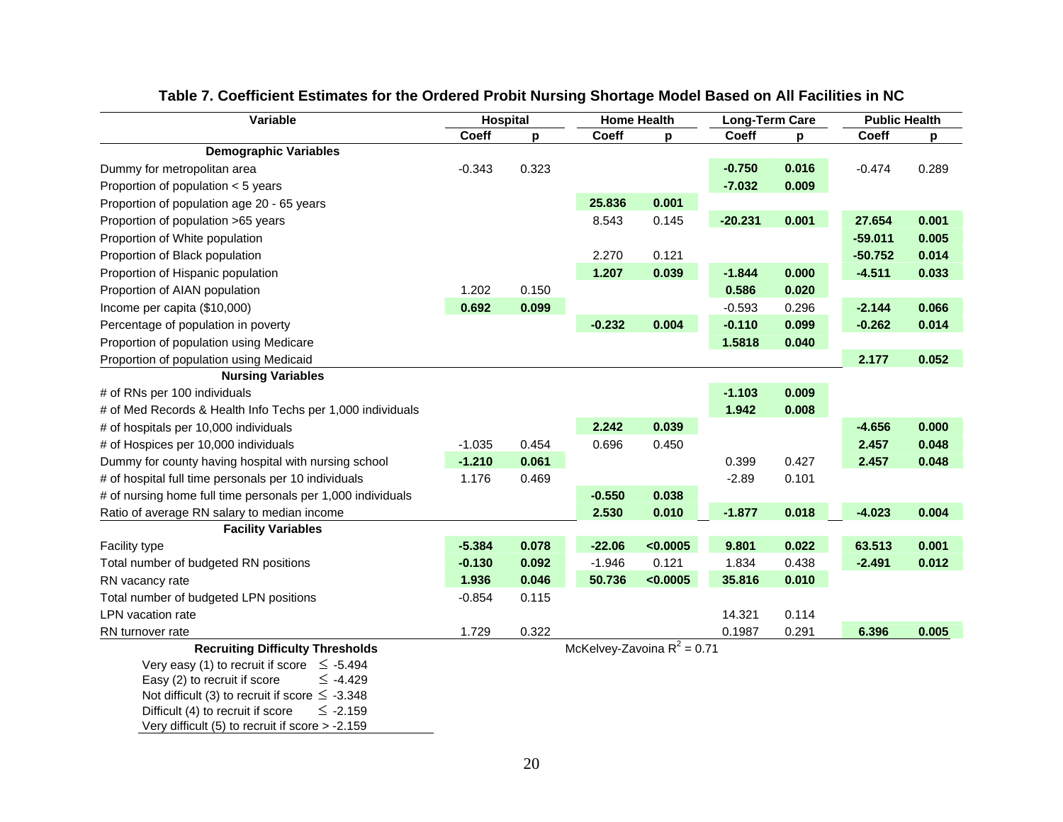**Table 7. Coefficient Estimates for the Ordered Probit Nursing Shortage Model Based on All Facilities in NC**

| Variable | Hospital | | Home Health | | Long-Term Care | | Public Health | |
|---|---|---|---|---|---|---|---|---|
| | Coeff | p | Coeff | p | Coeff | p | Coeff | p |
| **Demographic Variables** | | | | | | | | |
| Dummy for metropolitan area | -0.343 | 0.323 | | | **-0.750** | **0.016** | -0.474 | 0.289 |
| Proportion of population < 5 years | | | | | **-7.032** | **0.009** | | |
| Proportion of population age 20 - 65 years | | | **25.836** | **0.001** | | | | |
| Proportion of population >65 years | | | 8.543 | 0.145 | **-20.231** | **0.001** | **27.654** | **0.001** |
| Proportion of White population | | | | | | | **-59.011** | **0.005** |
| Proportion of Black population | | | 2.270 | 0.121 | | | **-50.752** | **0.014** |
| Proportion of Hispanic population | | | **1.207** | **0.039** | **-1.844** | **0.000** | **-4.511** | **0.033** |
| Proportion of AIAN population | 1.202 | 0.150 | | | **0.586** | **0.020** | | |
| Income per capita ($10,000) | **0.692** | **0.099** | | | -0.593 | 0.296 | **-2.144** | **0.066** |
| Percentage of population in poverty | | | **-0.232** | **0.004** | **-0.110** | **0.099** | **-0.262** | **0.014** |
| Proportion of population using Medicare | | | | | **1.5818** | **0.040** | | |
| Proportion of population using Medicaid | | | | | | | **2.177** | **0.052** |
| **Nursing Variables** | | | | | | | | |
| # of RNs per 100 individuals | | | | | **-1.103** | **0.009** | | |
| # of Med Records & Health Info Techs per 1,000 individuals | | | | | **1.942** | **0.008** | | |
| # of hospitals per 10,000 individuals | | | **2.242** | **0.039** | | | **-4.656** | **0.000** |
| # of Hospices per 10,000 individuals | -1.035 | 0.454 | 0.696 | 0.450 | | | **2.457** | **0.048** |
| Dummy for county having hospital with nursing school | **-1.210** | **0.061** | | | 0.399 | 0.427 | **2.457** | **0.048** |
| # of hospital full time personals per 10 individuals | 1.176 | 0.469 | | | -2.89 | 0.101 | | |
| # of nursing home full time personals per 1,000 individuals | | | **-0.550** | **0.038** | | | | |
| Ratio of average RN salary to median income | | | **2.530** | **0.010** | **-1.877** | **0.018** | **-4.023** | **0.004** |
| **Facility Variables** | | | | | | | | |
| Facility type | **-5.384** | **0.078** | **-22.06** | **<0.0005** | **9.801** | **0.022** | **63.513** | **0.001** |
| Total number of budgeted RN positions | **-0.130** | **0.092** | -1.946 | 0.121 | 1.834 | 0.438 | **-2.491** | **0.012** |
| RN vacancy rate | **1.936** | **0.046** | **50.736** | **<0.0005** | **35.816** | **0.010** | | |
| Total number of budgeted LPN positions | -0.854 | 0.115 | | | | | | |
| LPN vacation rate | | | | | 14.321 | 0.114 | | |
| RN turnover rate | 1.729 | 0.322 | | | 0.1987 | 0.291 | **6.396** | **0.005** |

McKelvey-Zavoina $R^2$ = 0.71

**Recruiting Difficulty Thresholds**

- Very easy (1) to recruit if score $\leq$ -5.494
- Easy (2) to recruit if score $\leq$ -4.429
- Not difficult (3) to recruit if score $\leq$ -3.348
- Difficult (4) to recruit if score $\leq$ -2.159
- Very difficult (5) to recruit if score > -2.159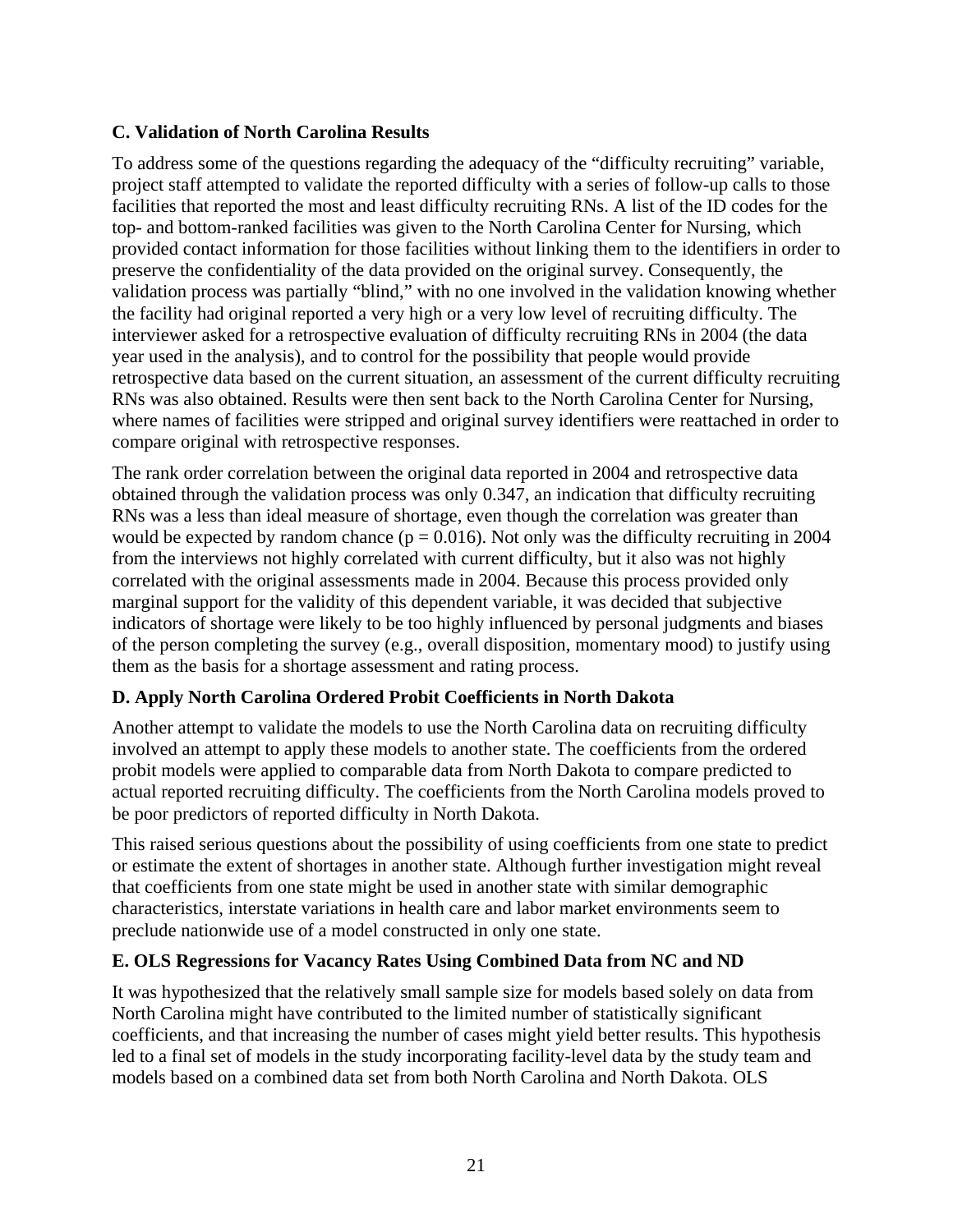### C. Validation of North Carolina Results

To address some of the questions regarding the adequacy of the "difficulty recruiting" variable, project staff attempted to validate the reported difficulty with a series of follow-up calls to those facilities that reported the most and least difficulty recruiting RNs. A list of the ID codes for the top- and bottom-ranked facilities was given to the North Carolina Center for Nursing, which provided contact information for those facilities without linking them to the identifiers in order to preserve the confidentiality of the data provided on the original survey. Consequently, the validation process was partially "blind," with no one involved in the validation knowing whether the facility had original reported a very high or a very low level of recruiting difficulty. The interviewer asked for a retrospective evaluation of difficulty recruiting RNs in 2004 (the data year used in the analysis), and to control for the possibility that people would provide retrospective data based on the current situation, an assessment of the current difficulty recruiting RNs was also obtained. Results were then sent back to the North Carolina Center for Nursing, where names of facilities were stripped and original survey identifiers were reattached in order to compare original with retrospective responses.

The rank order correlation between the original data reported in 2004 and retrospective data obtained through the validation process was only 0.347, an indication that difficulty recruiting RNs was a less than ideal measure of shortage, even though the correlation was greater than would be expected by random chance ($p = 0.016$). Not only was the difficulty recruiting in 2004 from the interviews not highly correlated with current difficulty, but it also was not highly correlated with the original assessments made in 2004. Because this process provided only marginal support for the validity of this dependent variable, it was decided that subjective indicators of shortage were likely to be too highly influenced by personal judgments and biases of the person completing the survey (e.g., overall disposition, momentary mood) to justify using them as the basis for a shortage assessment and rating process.

### D. Apply North Carolina Ordered Probit Coefficients in North Dakota

Another attempt to validate the models to use the North Carolina data on recruiting difficulty involved an attempt to apply these models to another state. The coefficients from the ordered probit models were applied to comparable data from North Dakota to compare predicted to actual reported recruiting difficulty. The coefficients from the North Carolina models proved to be poor predictors of reported difficulty in North Dakota.

This raised serious questions about the possibility of using coefficients from one state to predict or estimate the extent of shortages in another state. Although further investigation might reveal that coefficients from one state might be used in another state with similar demographic characteristics, interstate variations in health care and labor market environments seem to preclude nationwide use of a model constructed in only one state.

### E. OLS Regressions for Vacancy Rates Using Combined Data from NC and ND

It was hypothesized that the relatively small sample size for models based solely on data from North Carolina might have contributed to the limited number of statistically significant coefficients, and that increasing the number of cases might yield better results. This hypothesis led to a final set of models in the study incorporating facility-level data by the study team and models based on a combined data set from both North Carolina and North Dakota. OLS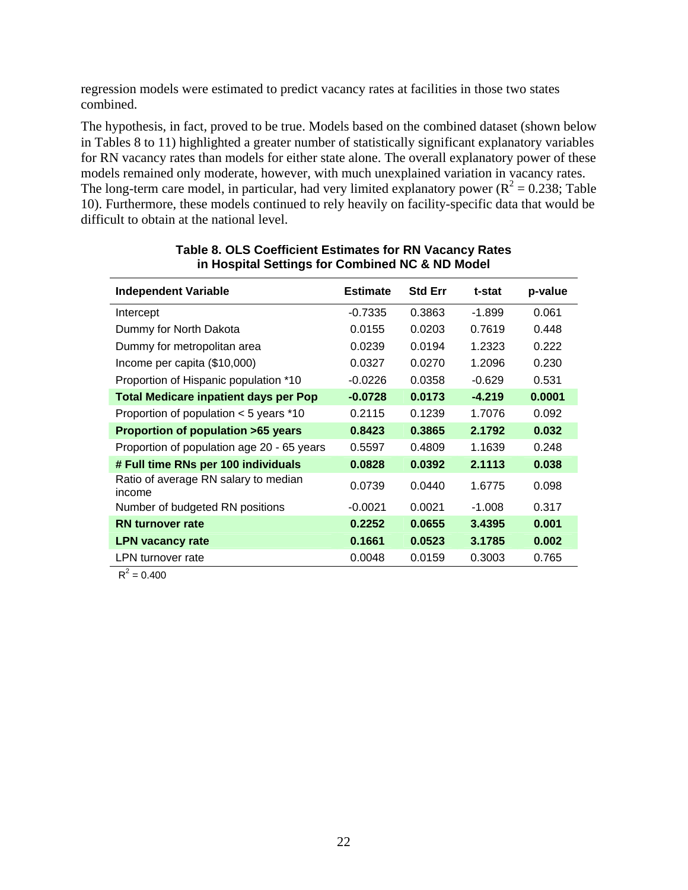regression models were estimated to predict vacancy rates at facilities in those two states combined.

The hypothesis, in fact, proved to be true. Models based on the combined dataset (shown below in Tables 8 to 11) highlighted a greater number of statistically significant explanatory variables for RN vacancy rates than models for either state alone. The overall explanatory power of these models remained only moderate, however, with much unexplained variation in vacancy rates. The long-term care model, in particular, had very limited explanatory power ($R^2$ = 0.238; Table 10). Furthermore, these models continued to rely heavily on facility-specific data that would be difficult to obtain at the national level.

**Table 8. OLS Coefficient Estimates for RN Vacancy Rates in Hospital Settings for Combined NC & ND Model**

| Independent Variable | Estimate | Std Err | t-stat | p-value |
|---|---|---|---|---|
| Intercept | -0.7335 | 0.3863 | -1.899 | 0.061 |
| Dummy for North Dakota | 0.0155 | 0.0203 | 0.7619 | 0.448 |
| Dummy for metropolitan area | 0.0239 | 0.0194 | 1.2323 | 0.222 |
| Income per capita ($10,000) | 0.0327 | 0.0270 | 1.2096 | 0.230 |
| Proportion of Hispanic population *10 | -0.0226 | 0.0358 | -0.629 | 0.531 |
| **Total Medicare inpatient days per Pop** | **-0.0728** | **0.0173** | **-4.219** | **0.0001** |
| Proportion of population < 5 years *10 | 0.2115 | 0.1239 | 1.7076 | 0.092 |
| **Proportion of population >65 years** | **0.8423** | **0.3865** | **2.1792** | **0.032** |
| Proportion of population age 20 - 65 years | 0.5597 | 0.4809 | 1.1639 | 0.248 |
| **# Full time RNs per 100 individuals** | **0.0828** | **0.0392** | **2.1113** | **0.038** |
| Ratio of average RN salary to median income | 0.0739 | 0.0440 | 1.6775 | 0.098 |
| Number of budgeted RN positions | -0.0021 | 0.0021 | -1.008 | 0.317 |
| **RN turnover rate** | **0.2252** | **0.0655** | **3.4395** | **0.001** |
| **LPN vacancy rate** | **0.1661** | **0.0523** | **3.1785** | **0.002** |
| LPN turnover rate | 0.0048 | 0.0159 | 0.3003 | 0.765 |

$R^2$ = 0.400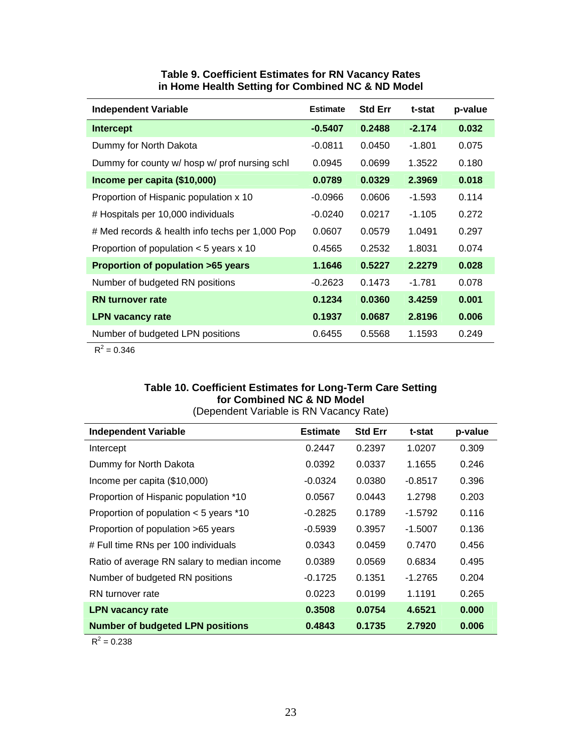**Table 9. Coefficient Estimates for RN Vacancy Rates in Home Health Setting for Combined NC & ND Model**

| Independent Variable | Estimate | Std Err | t-stat | p-value |
|---|---|---|---|---|
| **Intercept** | **-0.5407** | **0.2488** | **-2.174** | **0.032** |
| Dummy for North Dakota | -0.0811 | 0.0450 | -1.801 | 0.075 |
| Dummy for county w/ hosp w/ prof nursing schl | 0.0945 | 0.0699 | 1.3522 | 0.180 |
| **Income per capita ($10,000)** | **0.0789** | **0.0329** | **2.3969** | **0.018** |
| Proportion of Hispanic population x 10 | -0.0966 | 0.0606 | -1.593 | 0.114 |
| # Hospitals per 10,000 individuals | -0.0240 | 0.0217 | -1.105 | 0.272 |
| # Med records & health info techs per 1,000 Pop | 0.0607 | 0.0579 | 1.0491 | 0.297 |
| Proportion of population < 5 years x 10 | 0.4565 | 0.2532 | 1.8031 | 0.074 |
| **Proportion of population >65 years** | **1.1646** | **0.5227** | **2.2279** | **0.028** |
| Number of budgeted RN positions | -0.2623 | 0.1473 | -1.781 | 0.078 |
| **RN turnover rate** | **0.1234** | **0.0360** | **3.4259** | **0.001** |
| **LPN vacancy rate** | **0.1937** | **0.0687** | **2.8196** | **0.006** |
| Number of budgeted LPN positions | 0.6455 | 0.5568 | 1.1593 | 0.249 |

$R^2 = 0.346$

**Table 10. Coefficient Estimates for Long-Term Care Setting for Combined NC & ND Model**
(Dependent Variable is RN Vacancy Rate)

| Independent Variable | Estimate | Std Err | t-stat | p-value |
|---|---|---|---|---|
| Intercept | 0.2447 | 0.2397 | 1.0207 | 0.309 |
| Dummy for North Dakota | 0.0392 | 0.0337 | 1.1655 | 0.246 |
| Income per capita ($10,000) | -0.0324 | 0.0380 | -0.8517 | 0.396 |
| Proportion of Hispanic population *10 | 0.0567 | 0.0443 | 1.2798 | 0.203 |
| Proportion of population < 5 years *10 | -0.2825 | 0.1789 | -1.5792 | 0.116 |
| Proportion of population >65 years | -0.5939 | 0.3957 | -1.5007 | 0.136 |
| # Full time RNs per 100 individuals | 0.0343 | 0.0459 | 0.7470 | 0.456 |
| Ratio of average RN salary to median income | 0.0389 | 0.0569 | 0.6834 | 0.495 |
| Number of budgeted RN positions | -0.1725 | 0.1351 | -1.2765 | 0.204 |
| RN turnover rate | 0.0223 | 0.0199 | 1.1191 | 0.265 |
| **LPN vacancy rate** | **0.3508** | **0.0754** | **4.6521** | **0.000** |
| **Number of budgeted LPN positions** | **0.4843** | **0.1735** | **2.7920** | **0.006** |

$R^2 = 0.238$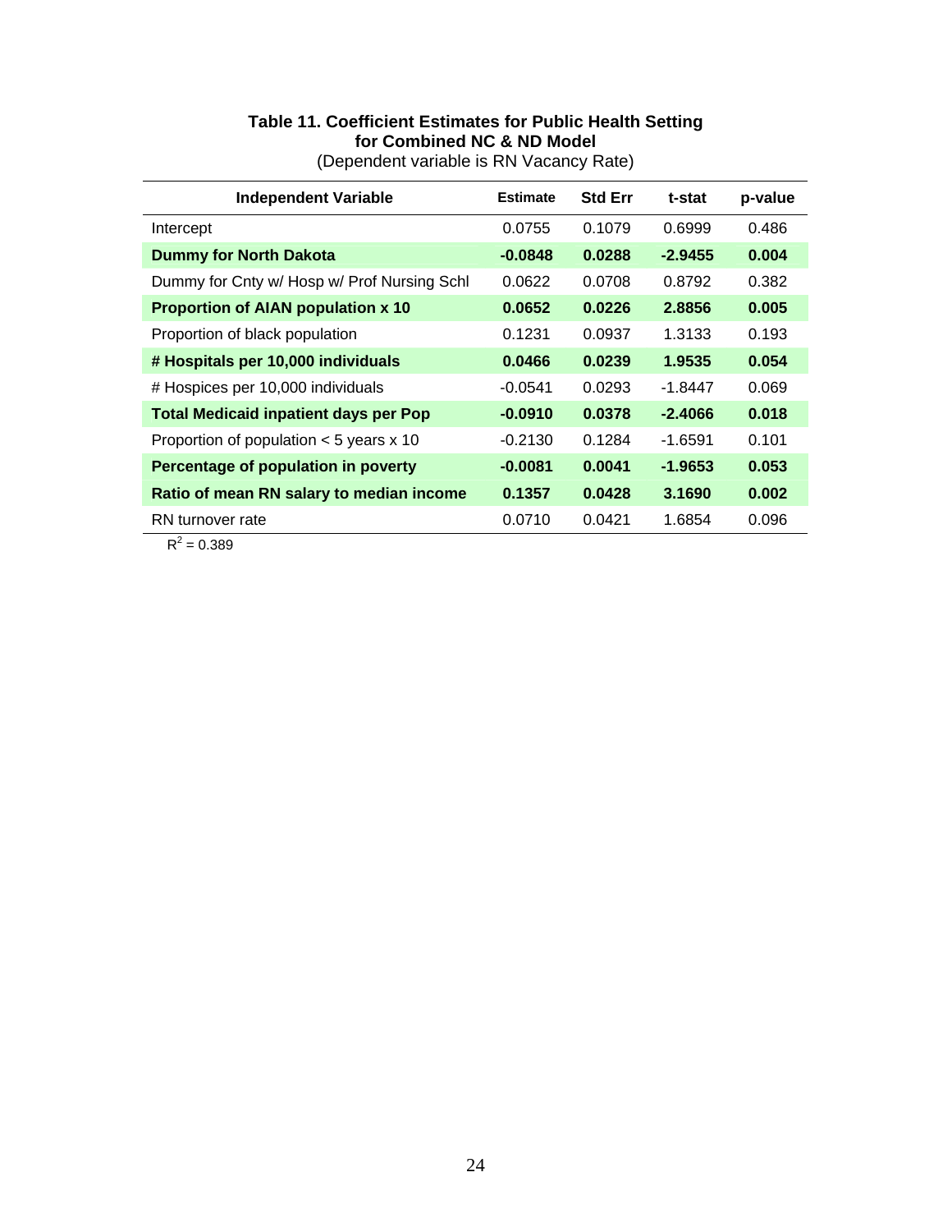**Table 11. Coefficient Estimates for Public Health Setting for Combined NC & ND Model**
(Dependent variable is RN Vacancy Rate)

| Independent Variable | Estimate | Std Err | t-stat | p-value |
|---|---|---|---|---|
| Intercept | 0.0755 | 0.1079 | 0.6999 | 0.486 |
| **Dummy for North Dakota** | **-0.0848** | **0.0288** | **-2.9455** | **0.004** |
| Dummy for Cnty w/ Hosp w/ Prof Nursing Schl | 0.0622 | 0.0708 | 0.8792 | 0.382 |
| **Proportion of AIAN population x 10** | **0.0652** | **0.0226** | **2.8856** | **0.005** |
| Proportion of black population | 0.1231 | 0.0937 | 1.3133 | 0.193 |
| **# Hospitals per 10,000 individuals** | **0.0466** | **0.0239** | **1.9535** | **0.054** |
| # Hospices per 10,000 individuals | -0.0541 | 0.0293 | -1.8447 | 0.069 |
| **Total Medicaid inpatient days per Pop** | **-0.0910** | **0.0378** | **-2.4066** | **0.018** |
| Proportion of population < 5 years x 10 | -0.2130 | 0.1284 | -1.6591 | 0.101 |
| **Percentage of population in poverty** | **-0.0081** | **0.0041** | **-1.9653** | **0.053** |
| **Ratio of mean RN salary to median income** | **0.1357** | **0.0428** | **3.1690** | **0.002** |
| RN turnover rate | 0.0710 | 0.0421 | 1.6854 | 0.096 |

$R^2 = 0.389$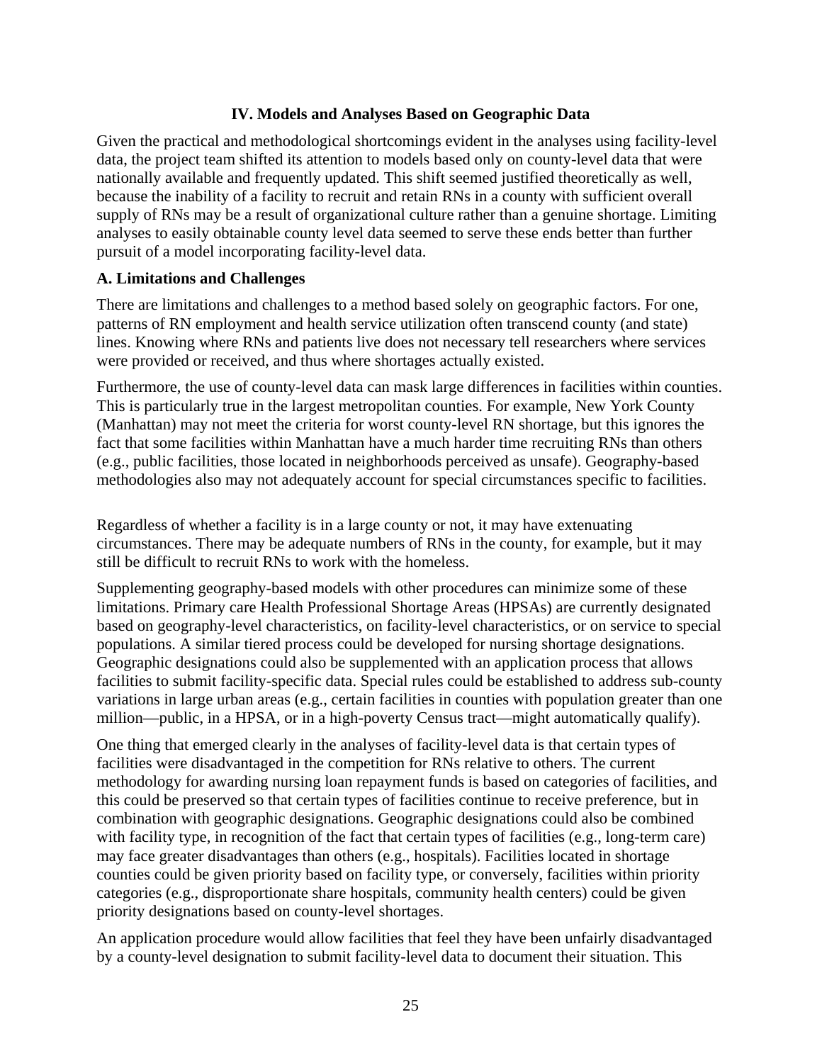## IV. Models and Analyses Based on Geographic Data

Given the practical and methodological shortcomings evident in the analyses using facility-level data, the project team shifted its attention to models based only on county-level data that were nationally available and frequently updated. This shift seemed justified theoretically as well, because the inability of a facility to recruit and retain RNs in a county with sufficient overall supply of RNs may be a result of organizational culture rather than a genuine shortage. Limiting analyses to easily obtainable county level data seemed to serve these ends better than further pursuit of a model incorporating facility-level data.

### A. Limitations and Challenges

There are limitations and challenges to a method based solely on geographic factors. For one, patterns of RN employment and health service utilization often transcend county (and state) lines. Knowing where RNs and patients live does not necessary tell researchers where services were provided or received, and thus where shortages actually existed.

Furthermore, the use of county-level data can mask large differences in facilities within counties. This is particularly true in the largest metropolitan counties. For example, New York County (Manhattan) may not meet the criteria for worst county-level RN shortage, but this ignores the fact that some facilities within Manhattan have a much harder time recruiting RNs than others (e.g., public facilities, those located in neighborhoods perceived as unsafe). Geography-based methodologies also may not adequately account for special circumstances specific to facilities.

Regardless of whether a facility is in a large county or not, it may have extenuating circumstances. There may be adequate numbers of RNs in the county, for example, but it may still be difficult to recruit RNs to work with the homeless.

Supplementing geography-based models with other procedures can minimize some of these limitations. Primary care Health Professional Shortage Areas (HPSAs) are currently designated based on geography-level characteristics, on facility-level characteristics, or on service to special populations. A similar tiered process could be developed for nursing shortage designations. Geographic designations could also be supplemented with an application process that allows facilities to submit facility-specific data. Special rules could be established to address sub-county variations in large urban areas (e.g., certain facilities in counties with population greater than one million—public, in a HPSA, or in a high-poverty Census tract—might automatically qualify).

One thing that emerged clearly in the analyses of facility-level data is that certain types of facilities were disadvantaged in the competition for RNs relative to others. The current methodology for awarding nursing loan repayment funds is based on categories of facilities, and this could be preserved so that certain types of facilities continue to receive preference, but in combination with geographic designations. Geographic designations could also be combined with facility type, in recognition of the fact that certain types of facilities (e.g., long-term care) may face greater disadvantages than others (e.g., hospitals). Facilities located in shortage counties could be given priority based on facility type, or conversely, facilities within priority categories (e.g., disproportionate share hospitals, community health centers) could be given priority designations based on county-level shortages.

An application procedure would allow facilities that feel they have been unfairly disadvantaged by a county-level designation to submit facility-level data to document their situation. This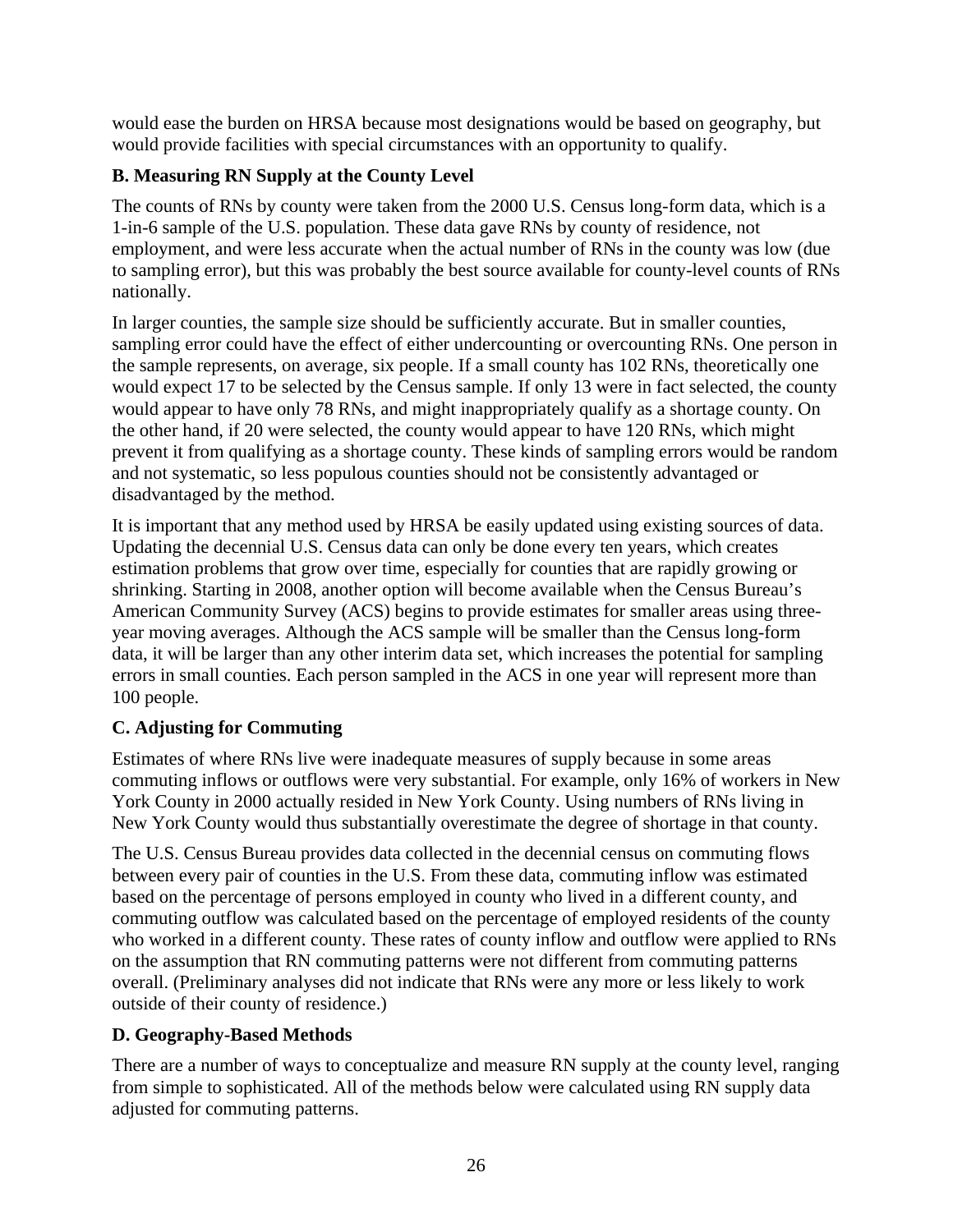would ease the burden on HRSA because most designations would be based on geography, but would provide facilities with special circumstances with an opportunity to qualify.

### B. Measuring RN Supply at the County Level

The counts of RNs by county were taken from the 2000 U.S. Census long-form data, which is a 1-in-6 sample of the U.S. population. These data gave RNs by county of residence, not employment, and were less accurate when the actual number of RNs in the county was low (due to sampling error), but this was probably the best source available for county-level counts of RNs nationally.

In larger counties, the sample size should be sufficiently accurate. But in smaller counties, sampling error could have the effect of either undercounting or overcounting RNs. One person in the sample represents, on average, six people. If a small county has 102 RNs, theoretically one would expect 17 to be selected by the Census sample. If only 13 were in fact selected, the county would appear to have only 78 RNs, and might inappropriately qualify as a shortage county. On the other hand, if 20 were selected, the county would appear to have 120 RNs, which might prevent it from qualifying as a shortage county. These kinds of sampling errors would be random and not systematic, so less populous counties should not be consistently advantaged or disadvantaged by the method.

It is important that any method used by HRSA be easily updated using existing sources of data. Updating the decennial U.S. Census data can only be done every ten years, which creates estimation problems that grow over time, especially for counties that are rapidly growing or shrinking. Starting in 2008, another option will become available when the Census Bureau's American Community Survey (ACS) begins to provide estimates for smaller areas using three-year moving averages. Although the ACS sample will be smaller than the Census long-form data, it will be larger than any other interim data set, which increases the potential for sampling errors in small counties. Each person sampled in the ACS in one year will represent more than 100 people.

### C. Adjusting for Commuting

Estimates of where RNs live were inadequate measures of supply because in some areas commuting inflows or outflows were very substantial. For example, only 16% of workers in New York County in 2000 actually resided in New York County. Using numbers of RNs living in New York County would thus substantially overestimate the degree of shortage in that county.

The U.S. Census Bureau provides data collected in the decennial census on commuting flows between every pair of counties in the U.S. From these data, commuting inflow was estimated based on the percentage of persons employed in county who lived in a different county, and commuting outflow was calculated based on the percentage of employed residents of the county who worked in a different county. These rates of county inflow and outflow were applied to RNs on the assumption that RN commuting patterns were not different from commuting patterns overall. (Preliminary analyses did not indicate that RNs were any more or less likely to work outside of their county of residence.)

### D. Geography-Based Methods

There are a number of ways to conceptualize and measure RN supply at the county level, ranging from simple to sophisticated. All of the methods below were calculated using RN supply data adjusted for commuting patterns.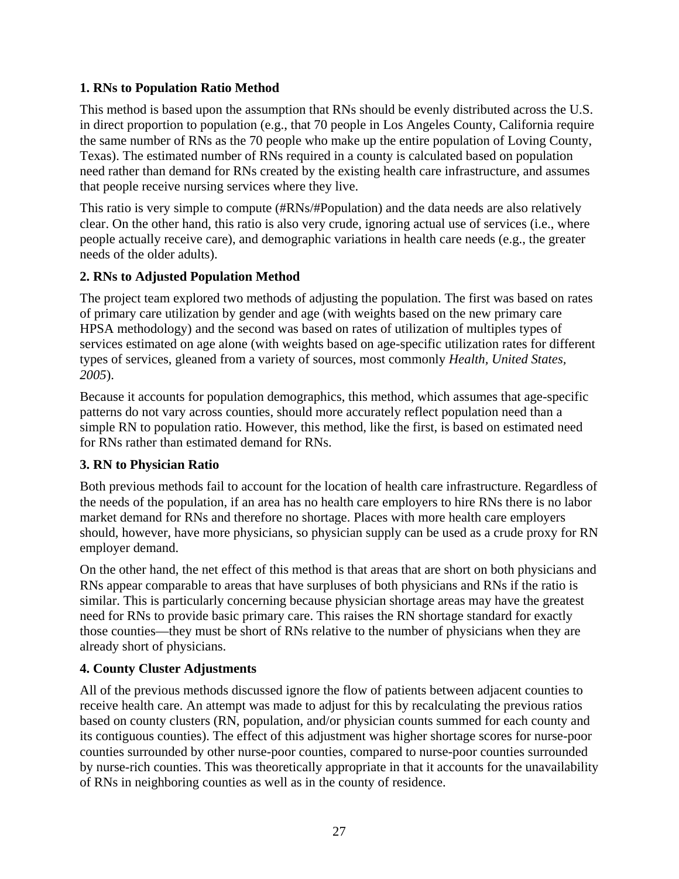**1. RNs to Population Ratio Method**

This method is based upon the assumption that RNs should be evenly distributed across the U.S. in direct proportion to population (e.g., that 70 people in Los Angeles County, California require the same number of RNs as the 70 people who make up the entire population of Loving County, Texas). The estimated number of RNs required in a county is calculated based on population need rather than demand for RNs created by the existing health care infrastructure, and assumes that people receive nursing services where they live.

This ratio is very simple to compute (#RNs/#Population) and the data needs are also relatively clear. On the other hand, this ratio is also very crude, ignoring actual use of services (i.e., where people actually receive care), and demographic variations in health care needs (e.g., the greater needs of the older adults).

**2. RNs to Adjusted Population Method**

The project team explored two methods of adjusting the population. The first was based on rates of primary care utilization by gender and age (with weights based on the new primary care HPSA methodology) and the second was based on rates of utilization of multiples types of services estimated on age alone (with weights based on age-specific utilization rates for different types of services, gleaned from a variety of sources, most commonly *Health, United States, 2005*).

Because it accounts for population demographics, this method, which assumes that age-specific patterns do not vary across counties, should more accurately reflect population need than a simple RN to population ratio. However, this method, like the first, is based on estimated need for RNs rather than estimated demand for RNs.

**3. RN to Physician Ratio**

Both previous methods fail to account for the location of health care infrastructure. Regardless of the needs of the population, if an area has no health care employers to hire RNs there is no labor market demand for RNs and therefore no shortage. Places with more health care employers should, however, have more physicians, so physician supply can be used as a crude proxy for RN employer demand.

On the other hand, the net effect of this method is that areas that are short on both physicians and RNs appear comparable to areas that have surpluses of both physicians and RNs if the ratio is similar. This is particularly concerning because physician shortage areas may have the greatest need for RNs to provide basic primary care. This raises the RN shortage standard for exactly those counties—they must be short of RNs relative to the number of physicians when they are already short of physicians.

**4. County Cluster Adjustments**

All of the previous methods discussed ignore the flow of patients between adjacent counties to receive health care. An attempt was made to adjust for this by recalculating the previous ratios based on county clusters (RN, population, and/or physician counts summed for each county and its contiguous counties). The effect of this adjustment was higher shortage scores for nurse-poor counties surrounded by other nurse-poor counties, compared to nurse-poor counties surrounded by nurse-rich counties. This was theoretically appropriate in that it accounts for the unavailability of RNs in neighboring counties as well as in the county of residence.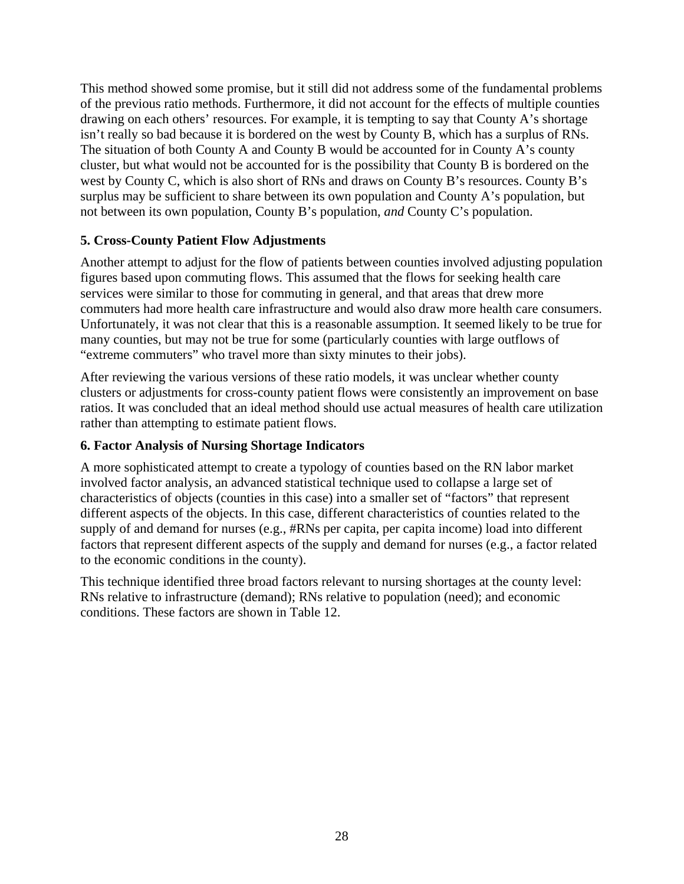This method showed some promise, but it still did not address some of the fundamental problems of the previous ratio methods. Furthermore, it did not account for the effects of multiple counties drawing on each others' resources. For example, it is tempting to say that County A's shortage isn't really so bad because it is bordered on the west by County B, which has a surplus of RNs. The situation of both County A and County B would be accounted for in County A's county cluster, but what would not be accounted for is the possibility that County B is bordered on the west by County C, which is also short of RNs and draws on County B's resources. County B's surplus may be sufficient to share between its own population and County A's population, but not between its own population, County B's population, *and* County C's population.

### 5. Cross-County Patient Flow Adjustments

Another attempt to adjust for the flow of patients between counties involved adjusting population figures based upon commuting flows. This assumed that the flows for seeking health care services were similar to those for commuting in general, and that areas that drew more commuters had more health care infrastructure and would also draw more health care consumers. Unfortunately, it was not clear that this is a reasonable assumption. It seemed likely to be true for many counties, but may not be true for some (particularly counties with large outflows of "extreme commuters" who travel more than sixty minutes to their jobs).

After reviewing the various versions of these ratio models, it was unclear whether county clusters or adjustments for cross-county patient flows were consistently an improvement on base ratios. It was concluded that an ideal method should use actual measures of health care utilization rather than attempting to estimate patient flows.

### 6. Factor Analysis of Nursing Shortage Indicators

A more sophisticated attempt to create a typology of counties based on the RN labor market involved factor analysis, an advanced statistical technique used to collapse a large set of characteristics of objects (counties in this case) into a smaller set of "factors" that represent different aspects of the objects. In this case, different characteristics of counties related to the supply of and demand for nurses (e.g., #RNs per capita, per capita income) load into different factors that represent different aspects of the supply and demand for nurses (e.g., a factor related to the economic conditions in the county).

This technique identified three broad factors relevant to nursing shortages at the county level: RNs relative to infrastructure (demand); RNs relative to population (need); and economic conditions. These factors are shown in Table 12.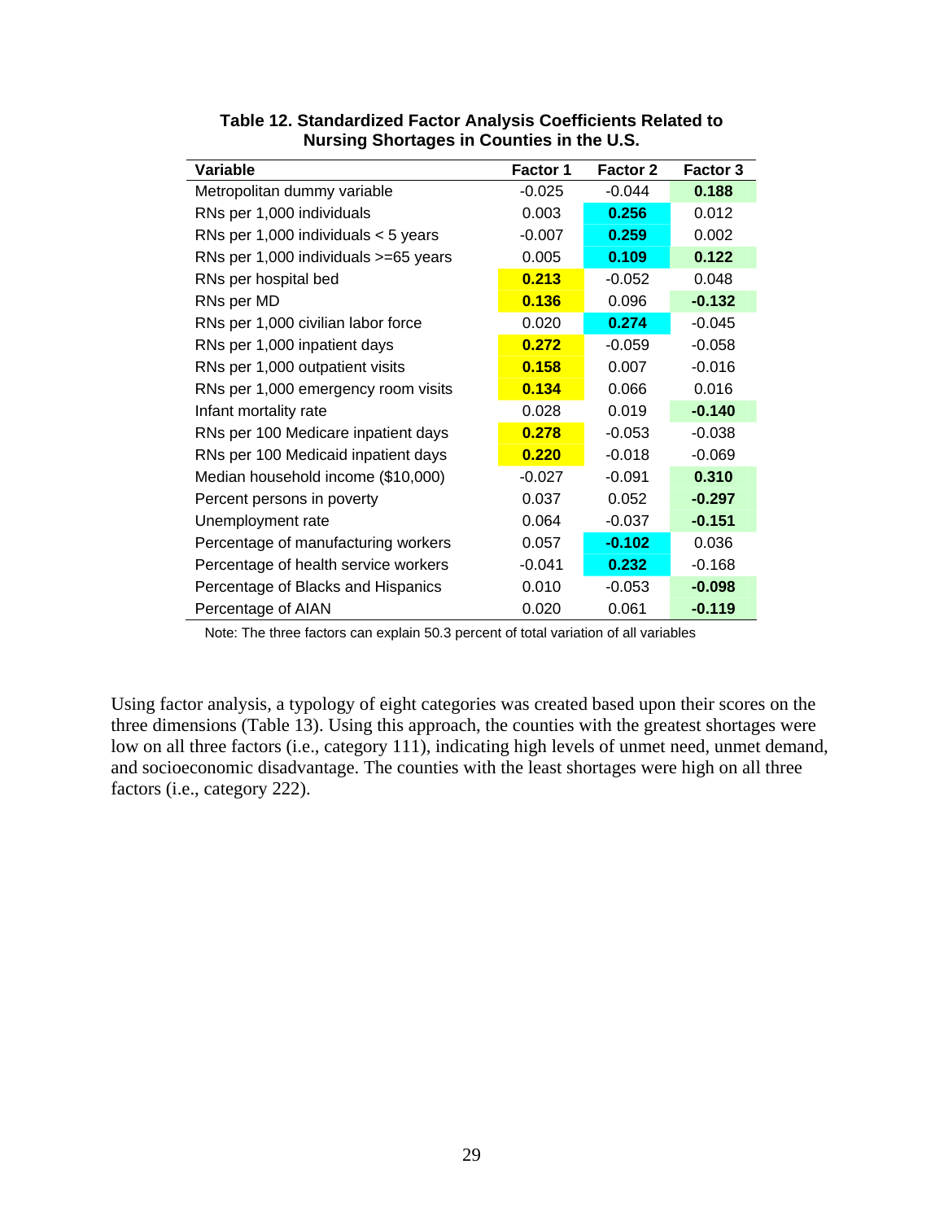**Table 12. Standardized Factor Analysis Coefficients Related to Nursing Shortages in Counties in the U.S.**

| Variable | Factor 1 | Factor 2 | Factor 3 |
|---|---|---|---|
| Metropolitan dummy variable | -0.025 | -0.044 | **0.188** |
| RNs per 1,000 individuals | 0.003 | **0.256** | 0.012 |
| RNs per 1,000 individuals < 5 years | -0.007 | **0.259** | 0.002 |
| RNs per 1,000 individuals >=65 years | 0.005 | **0.109** | **0.122** |
| RNs per hospital bed | **0.213** | -0.052 | 0.048 |
| RNs per MD | **0.136** | 0.096 | **-0.132** |
| RNs per 1,000 civilian labor force | 0.020 | **0.274** | -0.045 |
| RNs per 1,000 inpatient days | **0.272** | -0.059 | -0.058 |
| RNs per 1,000 outpatient visits | **0.158** | 0.007 | -0.016 |
| RNs per 1,000 emergency room visits | **0.134** | 0.066 | 0.016 |
| Infant mortality rate | 0.028 | 0.019 | **-0.140** |
| RNs per 100 Medicare inpatient days | **0.278** | -0.053 | -0.038 |
| RNs per 100 Medicaid inpatient days | **0.220** | -0.018 | -0.069 |
| Median household income ($10,000) | -0.027 | -0.091 | **0.310** |
| Percent persons in poverty | 0.037 | 0.052 | **-0.297** |
| Unemployment rate | 0.064 | -0.037 | **-0.151** |
| Percentage of manufacturing workers | 0.057 | **-0.102** | 0.036 |
| Percentage of health service workers | -0.041 | **0.232** | -0.168 |
| Percentage of Blacks and Hispanics | 0.010 | -0.053 | **-0.098** |
| Percentage of AIAN | 0.020 | 0.061 | **-0.119** |

Note: The three factors can explain 50.3 percent of total variation of all variables

Using factor analysis, a typology of eight categories was created based upon their scores on the three dimensions (Table 13). Using this approach, the counties with the greatest shortages were low on all three factors (i.e., category 111), indicating high levels of unmet need, unmet demand, and socioeconomic disadvantage. The counties with the least shortages were high on all three factors (i.e., category 222).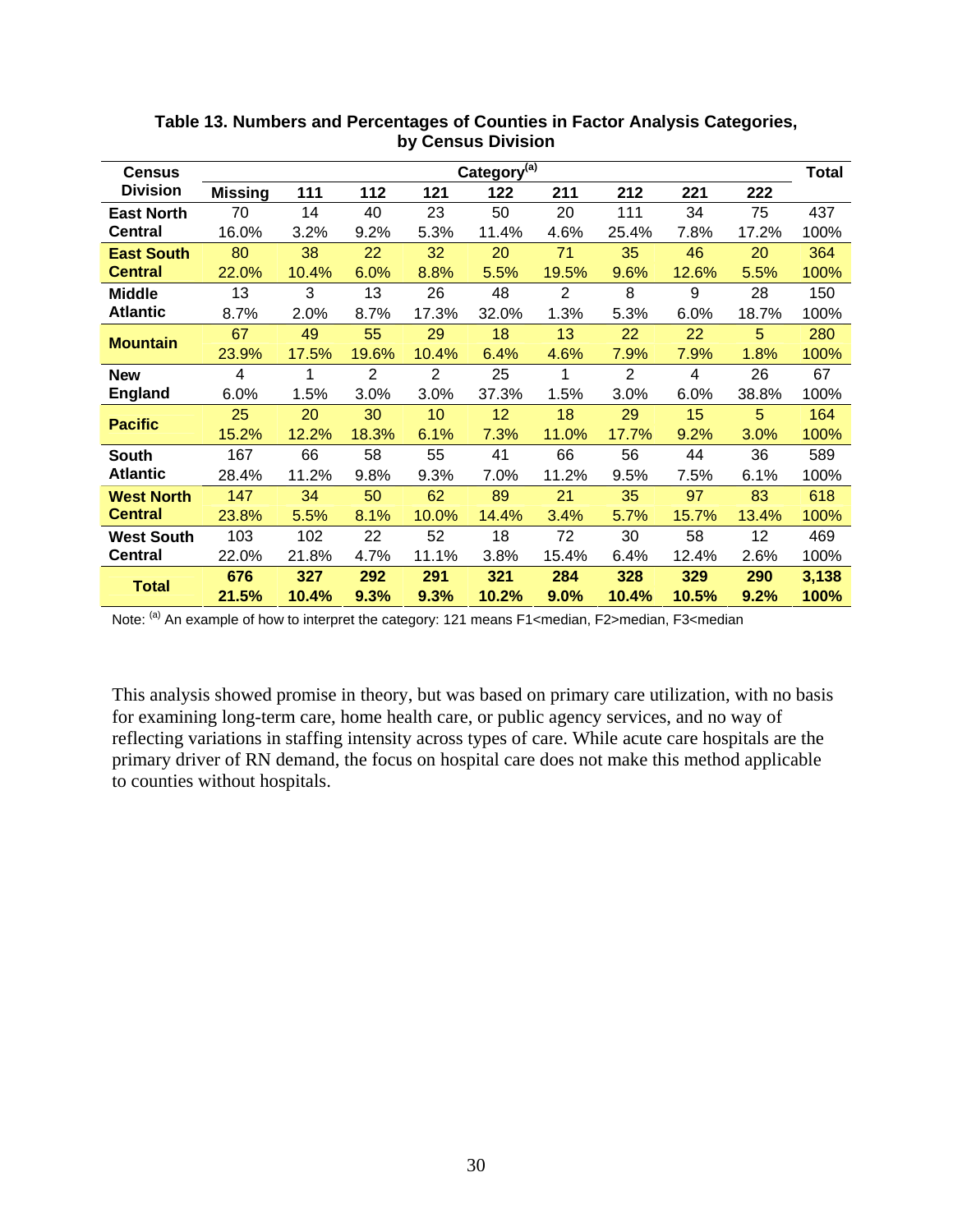**Table 13. Numbers and Percentages of Counties in Factor Analysis Categories, by Census Division**

| Census Division | Category[(a)] | | | | | | | | | Total |
|---|---|---|---|---|---|---|---|---|---|---|
| | Missing | 111 | 112 | 121 | 122 | 211 | 212 | 221 | 222 | |
| East North Central | 70 | 14 | 40 | 23 | 50 | 20 | 111 | 34 | 75 | 437 |
| | 16.0% | 3.2% | 9.2% | 5.3% | 11.4% | 4.6% | 25.4% | 7.8% | 17.2% | 100% |
| East South Central | 80 | 38 | 22 | 32 | 20 | 71 | 35 | 46 | 20 | 364 |
| | 22.0% | 10.4% | 6.0% | 8.8% | 5.5% | 19.5% | 9.6% | 12.6% | 5.5% | 100% |
| Middle Atlantic | 13 | 3 | 13 | 26 | 48 | 2 | 8 | 9 | 28 | 150 |
| | 8.7% | 2.0% | 8.7% | 17.3% | 32.0% | 1.3% | 5.3% | 6.0% | 18.7% | 100% |
| Mountain | 67 | 49 | 55 | 29 | 18 | 13 | 22 | 22 | 5 | 280 |
| | 23.9% | 17.5% | 19.6% | 10.4% | 6.4% | 4.6% | 7.9% | 7.9% | 1.8% | 100% |
| New England | 4 | 1 | 2 | 2 | 25 | 1 | 2 | 4 | 26 | 67 |
| | 6.0% | 1.5% | 3.0% | 3.0% | 37.3% | 1.5% | 3.0% | 6.0% | 38.8% | 100% |
| Pacific | 25 | 20 | 30 | 10 | 12 | 18 | 29 | 15 | 5 | 164 |
| | 15.2% | 12.2% | 18.3% | 6.1% | 7.3% | 11.0% | 17.7% | 9.2% | 3.0% | 100% |
| South Atlantic | 167 | 66 | 58 | 55 | 41 | 66 | 56 | 44 | 36 | 589 |
| | 28.4% | 11.2% | 9.8% | 9.3% | 7.0% | 11.2% | 9.5% | 7.5% | 6.1% | 100% |
| West North Central | 147 | 34 | 50 | 62 | 89 | 21 | 35 | 97 | 83 | 618 |
| | 23.8% | 5.5% | 8.1% | 10.0% | 14.4% | 3.4% | 5.7% | 15.7% | 13.4% | 100% |
| West South Central | 103 | 102 | 22 | 52 | 18 | 72 | 30 | 58 | 12 | 469 |
| | 22.0% | 21.8% | 4.7% | 11.1% | 3.8% | 15.4% | 6.4% | 12.4% | 2.6% | 100% |
| **Total** | **676** | **327** | **292** | **291** | **321** | **284** | **328** | **329** | **290** | **3,138** |
| | **21.5%** | **10.4%** | **9.3%** | **9.3%** | **10.2%** | **9.0%** | **10.4%** | **10.5%** | **9.2%** | **100%** |

Note: [(a)] An example of how to interpret the category: 121 means F1<median, F2>median, F3<median

This analysis showed promise in theory, but was based on primary care utilization, with no basis for examining long-term care, home health care, or public agency services, and no way of reflecting variations in staffing intensity across types of care. While acute care hospitals are the primary driver of RN demand, the focus on hospital care does not make this method applicable to counties without hospitals.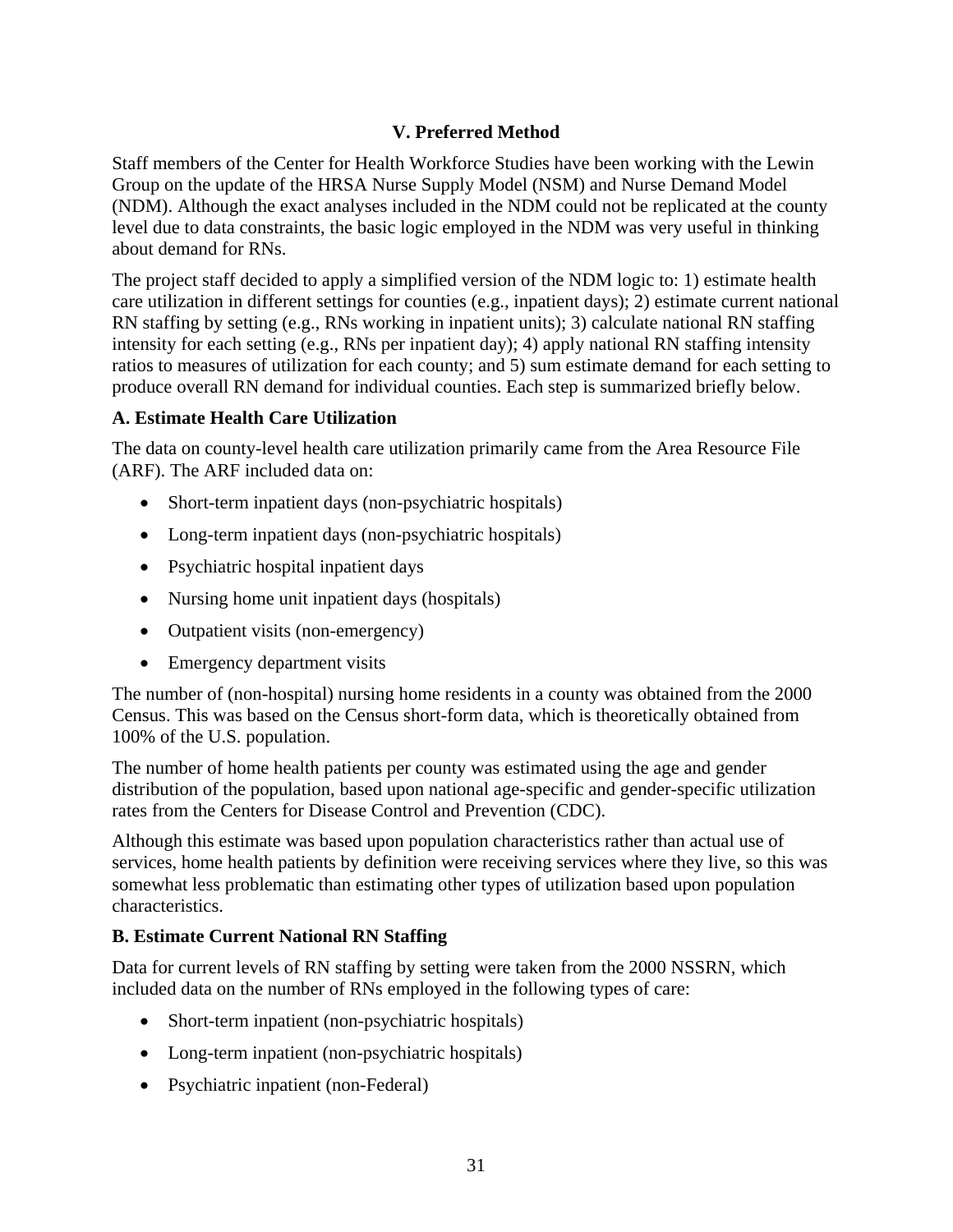## V. Preferred Method

Staff members of the Center for Health Workforce Studies have been working with the Lewin Group on the update of the HRSA Nurse Supply Model (NSM) and Nurse Demand Model (NDM). Although the exact analyses included in the NDM could not be replicated at the county level due to data constraints, the basic logic employed in the NDM was very useful in thinking about demand for RNs.

The project staff decided to apply a simplified version of the NDM logic to: 1) estimate health care utilization in different settings for counties (e.g., inpatient days); 2) estimate current national RN staffing by setting (e.g., RNs working in inpatient units); 3) calculate national RN staffing intensity for each setting (e.g., RNs per inpatient day); 4) apply national RN staffing intensity ratios to measures of utilization for each county; and 5) sum estimate demand for each setting to produce overall RN demand for individual counties. Each step is summarized briefly below.

### A. Estimate Health Care Utilization

The data on county-level health care utilization primarily came from the Area Resource File (ARF). The ARF included data on:

- Short-term inpatient days (non-psychiatric hospitals)
- Long-term inpatient days (non-psychiatric hospitals)
- Psychiatric hospital inpatient days
- Nursing home unit inpatient days (hospitals)
- Outpatient visits (non-emergency)
- Emergency department visits

The number of (non-hospital) nursing home residents in a county was obtained from the 2000 Census. This was based on the Census short-form data, which is theoretically obtained from 100% of the U.S. population.

The number of home health patients per county was estimated using the age and gender distribution of the population, based upon national age-specific and gender-specific utilization rates from the Centers for Disease Control and Prevention (CDC).

Although this estimate was based upon population characteristics rather than actual use of services, home health patients by definition were receiving services where they live, so this was somewhat less problematic than estimating other types of utilization based upon population characteristics.

### B. Estimate Current National RN Staffing

Data for current levels of RN staffing by setting were taken from the 2000 NSSRN, which included data on the number of RNs employed in the following types of care:

- Short-term inpatient (non-psychiatric hospitals)
- Long-term inpatient (non-psychiatric hospitals)
- Psychiatric inpatient (non-Federal)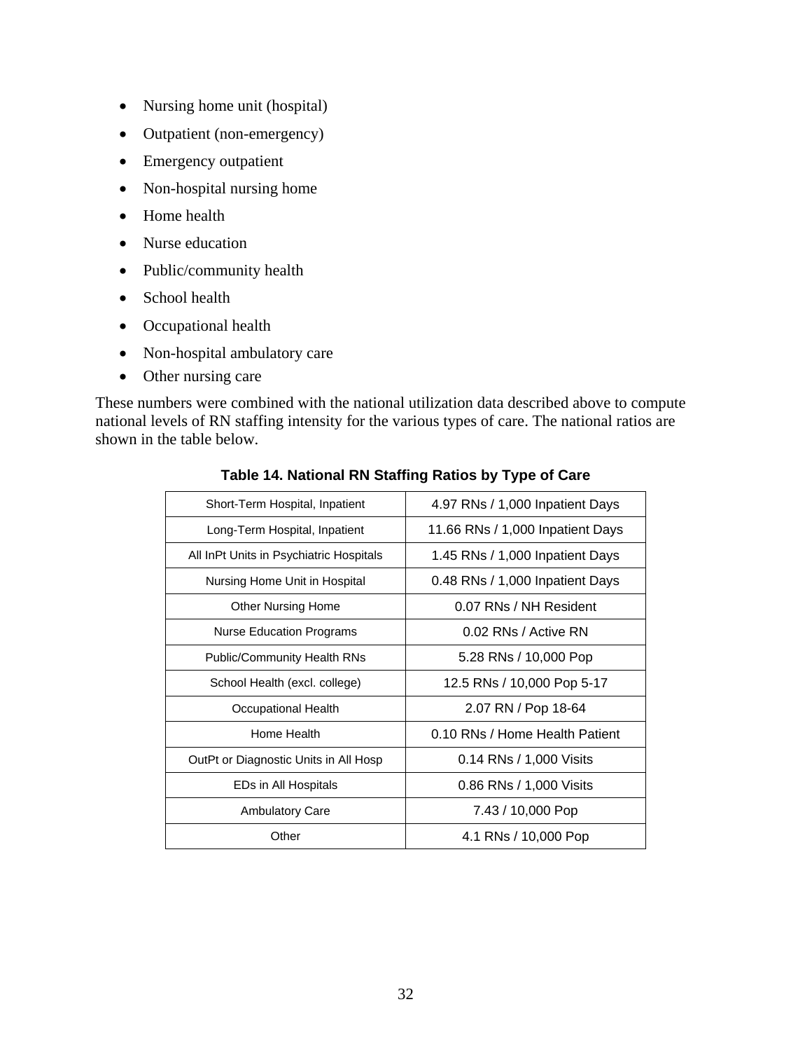- Nursing home unit (hospital)
- Outpatient (non-emergency)
- Emergency outpatient
- Non-hospital nursing home
- Home health
- Nurse education
- Public/community health
- School health
- Occupational health
- Non-hospital ambulatory care
- Other nursing care

These numbers were combined with the national utilization data described above to compute national levels of RN staffing intensity for the various types of care. The national ratios are shown in the table below.

**Table 14. National RN Staffing Ratios by Type of Care**

| Type of Care | Ratio |
|---|---|
| Short-Term Hospital, Inpatient | 4.97 RNs / 1,000 Inpatient Days |
| Long-Term Hospital, Inpatient | 11.66 RNs / 1,000 Inpatient Days |
| All InPt Units in Psychiatric Hospitals | 1.45 RNs / 1,000 Inpatient Days |
| Nursing Home Unit in Hospital | 0.48 RNs / 1,000 Inpatient Days |
| Other Nursing Home | 0.07 RNs / NH Resident |
| Nurse Education Programs | 0.02 RNs / Active RN |
| Public/Community Health RNs | 5.28 RNs / 10,000 Pop |
| School Health (excl. college) | 12.5 RNs / 10,000 Pop 5-17 |
| Occupational Health | 2.07 RN / Pop 18-64 |
| Home Health | 0.10 RNs / Home Health Patient |
| OutPt or Diagnostic Units in All Hosp | 0.14 RNs / 1,000 Visits |
| EDs in All Hospitals | 0.86 RNs / 1,000 Visits |
| Ambulatory Care | 7.43 / 10,000 Pop |
| Other | 4.1 RNs / 10,000 Pop |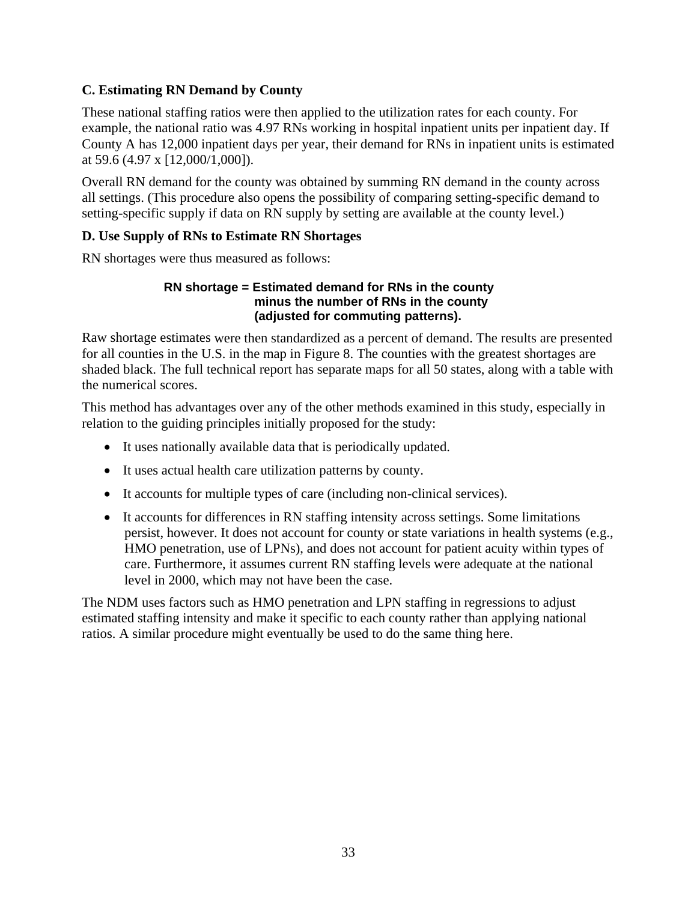### C. Estimating RN Demand by County

These national staffing ratios were then applied to the utilization rates for each county. For example, the national ratio was 4.97 RNs working in hospital inpatient units per inpatient day. If County A has 12,000 inpatient days per year, their demand for RNs in inpatient units is estimated at 59.6 (4.97 x [12,000/1,000]).

Overall RN demand for the county was obtained by summing RN demand in the county across all settings. (This procedure also opens the possibility of comparing setting-specific demand to setting-specific supply if data on RN supply by setting are available at the county level.)

### D. Use Supply of RNs to Estimate RN Shortages

RN shortages were thus measured as follows:

**RN shortage = Estimated demand for RNs in the county minus the number of RNs in the county (adjusted for commuting patterns).**

Raw shortage estimates were then standardized as a percent of demand. The results are presented for all counties in the U.S. in the map in Figure 8. The counties with the greatest shortages are shaded black. The full technical report has separate maps for all 50 states, along with a table with the numerical scores.

This method has advantages over any of the other methods examined in this study, especially in relation to the guiding principles initially proposed for the study:

- It uses nationally available data that is periodically updated.
- It uses actual health care utilization patterns by county.
- It accounts for multiple types of care (including non-clinical services).
- It accounts for differences in RN staffing intensity across settings. Some limitations persist, however. It does not account for county or state variations in health systems (e.g., HMO penetration, use of LPNs), and does not account for patient acuity within types of care. Furthermore, it assumes current RN staffing levels were adequate at the national level in 2000, which may not have been the case.

The NDM uses factors such as HMO penetration and LPN staffing in regressions to adjust estimated staffing intensity and make it specific to each county rather than applying national ratios. A similar procedure might eventually be used to do the same thing here.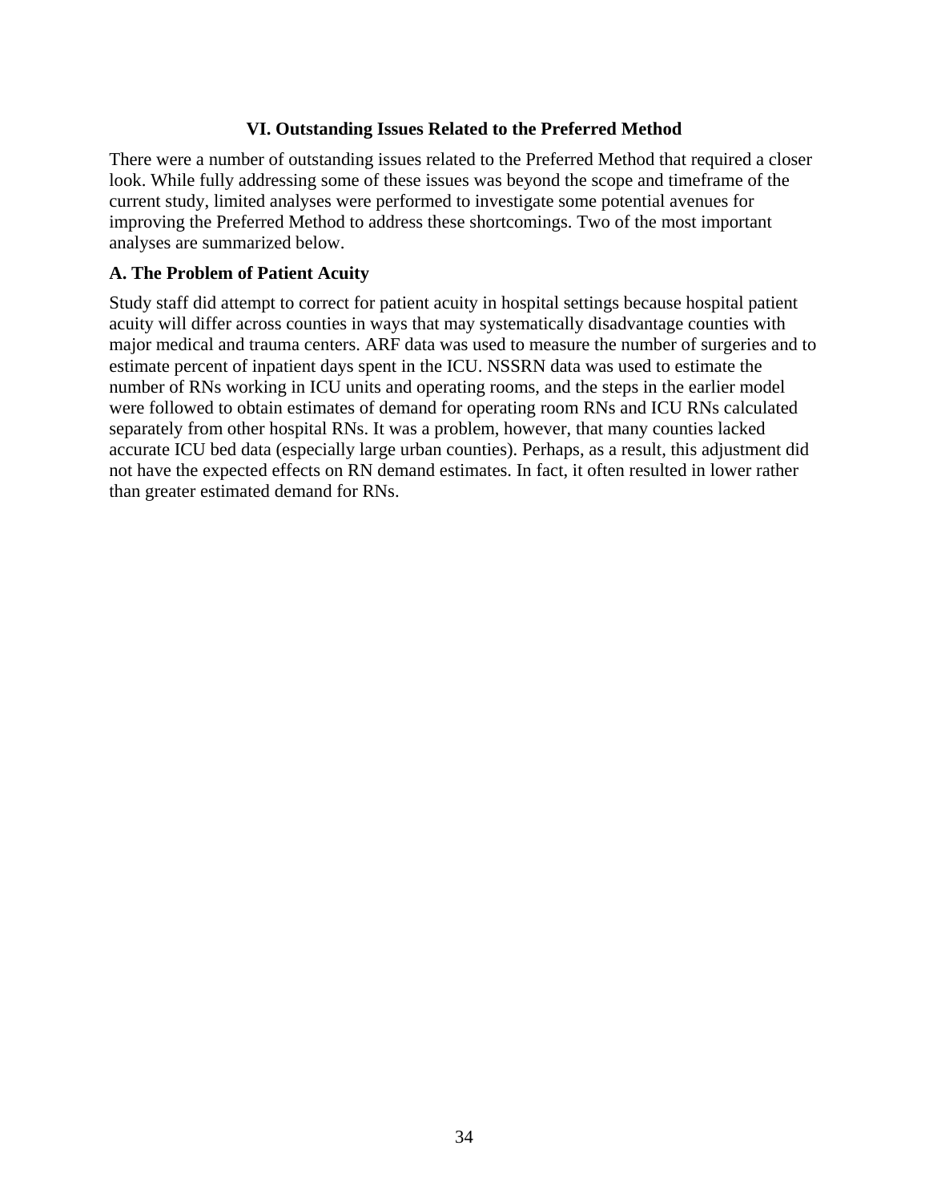## VI. Outstanding Issues Related to the Preferred Method

There were a number of outstanding issues related to the Preferred Method that required a closer look. While fully addressing some of these issues was beyond the scope and timeframe of the current study, limited analyses were performed to investigate some potential avenues for improving the Preferred Method to address these shortcomings. Two of the most important analyses are summarized below.

### A. The Problem of Patient Acuity

Study staff did attempt to correct for patient acuity in hospital settings because hospital patient acuity will differ across counties in ways that may systematically disadvantage counties with major medical and trauma centers. ARF data was used to measure the number of surgeries and to estimate percent of inpatient days spent in the ICU. NSSRN data was used to estimate the number of RNs working in ICU units and operating rooms, and the steps in the earlier model were followed to obtain estimates of demand for operating room RNs and ICU RNs calculated separately from other hospital RNs. It was a problem, however, that many counties lacked accurate ICU bed data (especially large urban counties). Perhaps, as a result, this adjustment did not have the expected effects on RN demand estimates. In fact, it often resulted in lower rather than greater estimated demand for RNs.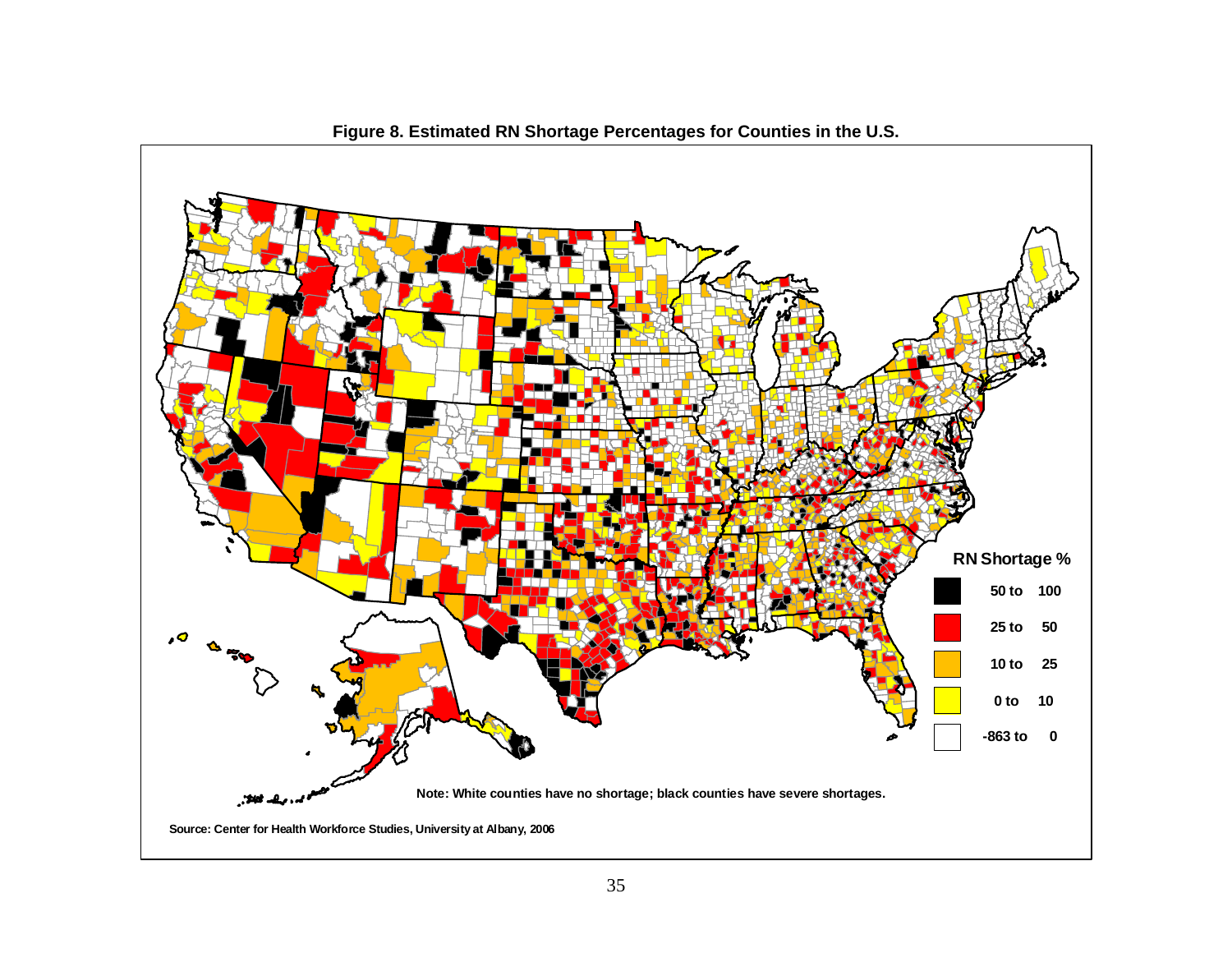**Figure 8. Estimated RN Shortage Percentages for Counties in the U.S.**

**RN Shortage %**

| | |
|---|---|
| 50 to | 100 |
| 25 to | 50 |
| 10 to | 25 |
| 0 to | 10 |
| -863 to | 0 |

**Note: White counties have no shortage; black counties have severe shortages.**

**Source: Center for Health Workforce Studies, University at Albany, 2006**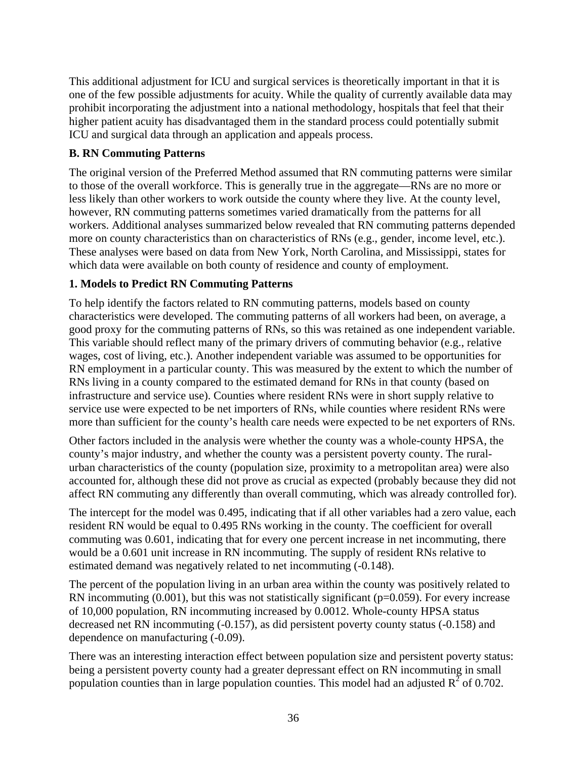This additional adjustment for ICU and surgical services is theoretically important in that it is one of the few possible adjustments for acuity. While the quality of currently available data may prohibit incorporating the adjustment into a national methodology, hospitals that feel that their higher patient acuity has disadvantaged them in the standard process could potentially submit ICU and surgical data through an application and appeals process.

### B. RN Commuting Patterns

The original version of the Preferred Method assumed that RN commuting patterns were similar to those of the overall workforce. This is generally true in the aggregate—RNs are no more or less likely than other workers to work outside the county where they live. At the county level, however, RN commuting patterns sometimes varied dramatically from the patterns for all workers. Additional analyses summarized below revealed that RN commuting patterns depended more on county characteristics than on characteristics of RNs (e.g., gender, income level, etc.). These analyses were based on data from New York, North Carolina, and Mississippi, states for which data were available on both county of residence and county of employment.

#### 1. Models to Predict RN Commuting Patterns

To help identify the factors related to RN commuting patterns, models based on county characteristics were developed. The commuting patterns of all workers had been, on average, a good proxy for the commuting patterns of RNs, so this was retained as one independent variable. This variable should reflect many of the primary drivers of commuting behavior (e.g., relative wages, cost of living, etc.). Another independent variable was assumed to be opportunities for RN employment in a particular county. This was measured by the extent to which the number of RNs living in a county compared to the estimated demand for RNs in that county (based on infrastructure and service use). Counties where resident RNs were in short supply relative to service use were expected to be net importers of RNs, while counties where resident RNs were more than sufficient for the county's health care needs were expected to be net exporters of RNs.

Other factors included in the analysis were whether the county was a whole-county HPSA, the county's major industry, and whether the county was a persistent poverty county. The rural-urban characteristics of the county (population size, proximity to a metropolitan area) were also accounted for, although these did not prove as crucial as expected (probably because they did not affect RN commuting any differently than overall commuting, which was already controlled for).

The intercept for the model was 0.495, indicating that if all other variables had a zero value, each resident RN would be equal to 0.495 RNs working in the county. The coefficient for overall commuting was 0.601, indicating that for every one percent increase in net incommuting, there would be a 0.601 unit increase in RN incommuting. The supply of resident RNs relative to estimated demand was negatively related to net incommuting (-0.148).

The percent of the population living in an urban area within the county was positively related to RN incommuting (0.001), but this was not statistically significant ($p=0.059$). For every increase of 10,000 population, RN incommuting increased by 0.0012. Whole-county HPSA status decreased net RN incommuting (-0.157), as did persistent poverty county status (-0.158) and dependence on manufacturing (-0.09).

There was an interesting interaction effect between population size and persistent poverty status: being a persistent poverty county had a greater depressant effect on RN incommuting in small population counties than in large population counties. This model had an adjusted $R^2$ of 0.702.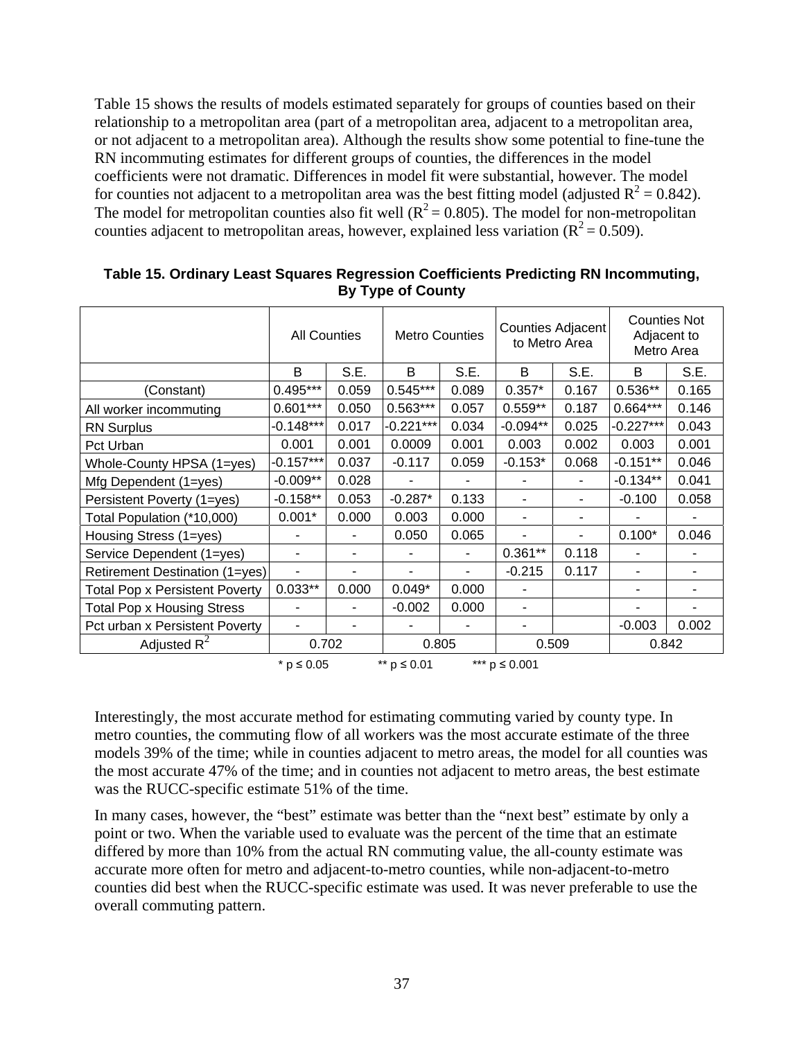Table 15 shows the results of models estimated separately for groups of counties based on their relationship to a metropolitan area (part of a metropolitan area, adjacent to a metropolitan area, or not adjacent to a metropolitan area). Although the results show some potential to fine-tune the RN incommuting estimates for different groups of counties, the differences in the model coefficients were not dramatic. Differences in model fit were substantial, however. The model for counties not adjacent to a metropolitan area was the best fitting model (adjusted $R^2 = 0.842$). The model for metropolitan counties also fit well ($R^2 = 0.805$). The model for non-metropolitan counties adjacent to metropolitan areas, however, explained less variation ($R^2 = 0.509$).

**Table 15. Ordinary Least Squares Regression Coefficients Predicting RN Incommuting, By Type of County**

| | All Counties | | Metro Counties | | Counties Adjacent to Metro Area | | Counties Not Adjacent to Metro Area | |
|---|---|---|---|---|---|---|---|---|
| | B | S.E. | B | S.E. | B | S.E. | B | S.E. |
| (Constant) | 0.495*** | 0.059 | 0.545*** | 0.089 | 0.357* | 0.167 | 0.536** | 0.165 |
| All worker incommuting | 0.601*** | 0.050 | 0.563*** | 0.057 | 0.559** | 0.187 | 0.664*** | 0.146 |
| RN Surplus | -0.148*** | 0.017 | -0.221*** | 0.034 | -0.094** | 0.025 | -0.227*** | 0.043 |
| Pct Urban | 0.001 | 0.001 | 0.0009 | 0.001 | 0.003 | 0.002 | 0.003 | 0.001 |
| Whole-County HPSA (1=yes) | -0.157*** | 0.037 | -0.117 | 0.059 | -0.153* | 0.068 | -0.151** | 0.046 |
| Mfg Dependent (1=yes) | -0.009** | 0.028 | - | - | - | - | -0.134** | 0.041 |
| Persistent Poverty (1=yes) | -0.158** | 0.053 | -0.287* | 0.133 | - | - | -0.100 | 0.058 |
| Total Population (*10,000) | 0.001* | 0.000 | 0.003 | 0.000 | - | - | - | - |
| Housing Stress (1=yes) | - | - | 0.050 | 0.065 | - | - | 0.100* | 0.046 |
| Service Dependent (1=yes) | - | - | - | - | 0.361** | 0.118 | - | - |
| Retirement Destination (1=yes) | - | - | - | - | -0.215 | 0.117 | - | - |
| Total Pop x Persistent Poverty | 0.033** | 0.000 | 0.049* | 0.000 | - | | - | - |
| Total Pop x Housing Stress | - | - | -0.002 | 0.000 | - | | - | - |
| Pct urban x Persistent Poverty | - | - | - | - | - | | -0.003 | 0.002 |
| Adjusted $R^2$ | 0.702 | | 0.805 | | 0.509 | | 0.842 | |

\* $p \leq 0.05$ &nbsp;&nbsp;&nbsp; ** $p \leq 0.01$ &nbsp;&nbsp;&nbsp; *** $p \leq 0.001$

Interestingly, the most accurate method for estimating commuting varied by county type. In metro counties, the commuting flow of all workers was the most accurate estimate of the three models 39% of the time; while in counties adjacent to metro areas, the model for all counties was the most accurate 47% of the time; and in counties not adjacent to metro areas, the best estimate was the RUCC-specific estimate 51% of the time.

In many cases, however, the "best" estimate was better than the "next best" estimate by only a point or two. When the variable used to evaluate was the percent of the time that an estimate differed by more than 10% from the actual RN commuting value, the all-county estimate was accurate more often for metro and adjacent-to-metro counties, while non-adjacent-to-metro counties did best when the RUCC-specific estimate was used. It was never preferable to use the overall commuting pattern.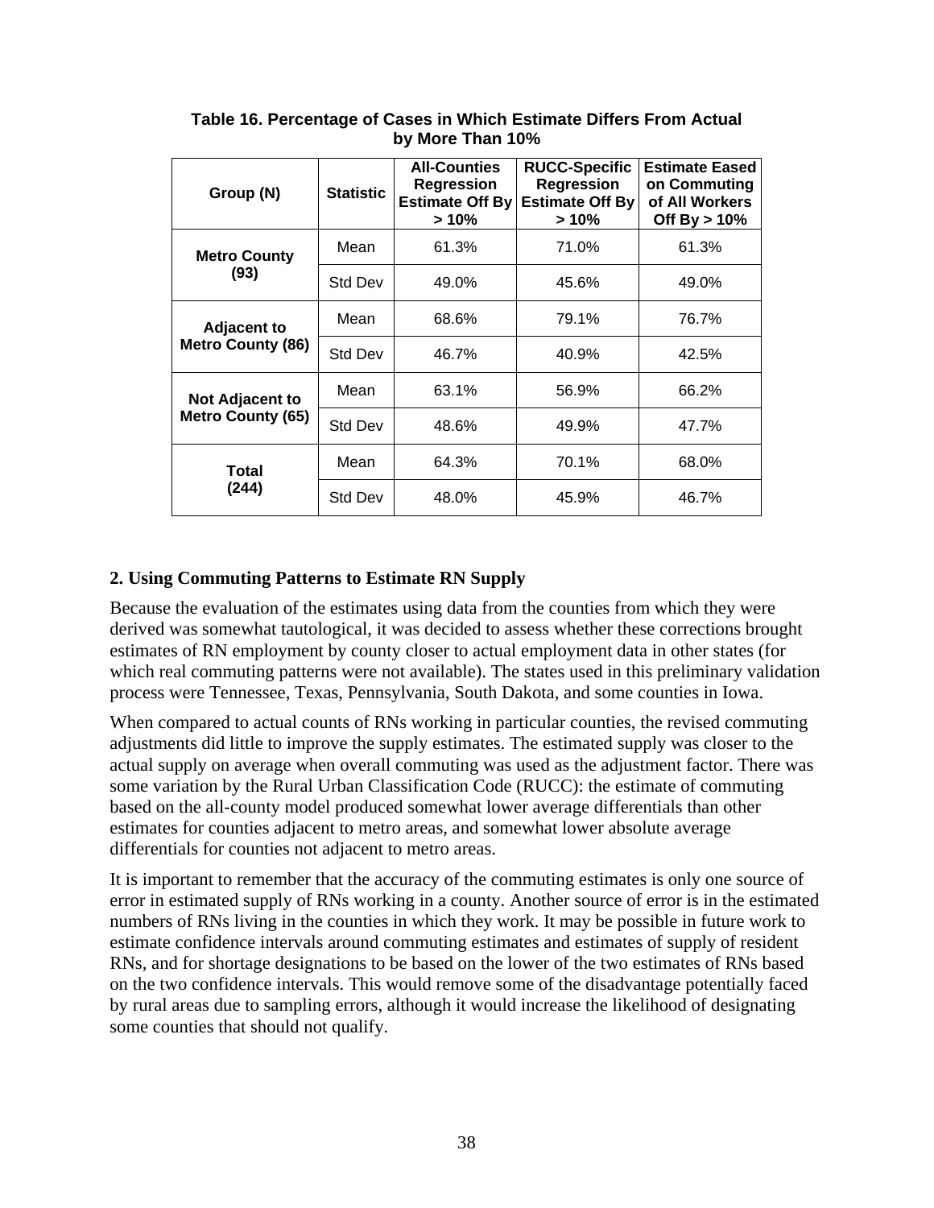**Table 16. Percentage of Cases in Which Estimate Differs From Actual by More Than 10%**

| Group (N) | Statistic | All-Counties Regression Estimate Off By > 10% | RUCC-Specific Regression Estimate Off By > 10% | Estimate Eased on Commuting of All Workers Off By > 10% |
|---|---|---|---|---|
| **Metro County (93)** | Mean | 61.3% | 71.0% | 61.3% |
| | Std Dev | 49.0% | 45.6% | 49.0% |
| **Adjacent to Metro County (86)** | Mean | 68.6% | 79.1% | 76.7% |
| | Std Dev | 46.7% | 40.9% | 42.5% |
| **Not Adjacent to Metro County (65)** | Mean | 63.1% | 56.9% | 66.2% |
| | Std Dev | 48.6% | 49.9% | 47.7% |
| **Total (244)** | Mean | 64.3% | 70.1% | 68.0% |
| | Std Dev | 48.0% | 45.9% | 46.7% |

## 2. Using Commuting Patterns to Estimate RN Supply

Because the evaluation of the estimates using data from the counties from which they were derived was somewhat tautological, it was decided to assess whether these corrections brought estimates of RN employment by county closer to actual employment data in other states (for which real commuting patterns were not available). The states used in this preliminary validation process were Tennessee, Texas, Pennsylvania, South Dakota, and some counties in Iowa.

When compared to actual counts of RNs working in particular counties, the revised commuting adjustments did little to improve the supply estimates. The estimated supply was closer to the actual supply on average when overall commuting was used as the adjustment factor. There was some variation by the Rural Urban Classification Code (RUCC): the estimate of commuting based on the all-county model produced somewhat lower average differentials than other estimates for counties adjacent to metro areas, and somewhat lower absolute average differentials for counties not adjacent to metro areas.

It is important to remember that the accuracy of the commuting estimates is only one source of error in estimated supply of RNs working in a county. Another source of error is in the estimated numbers of RNs living in the counties in which they work. It may be possible in future work to estimate confidence intervals around commuting estimates and estimates of supply of resident RNs, and for shortage designations to be based on the lower of the two estimates of RNs based on the two confidence intervals. This would remove some of the disadvantage potentially faced by rural areas due to sampling errors, although it would increase the likelihood of designating some counties that should not qualify.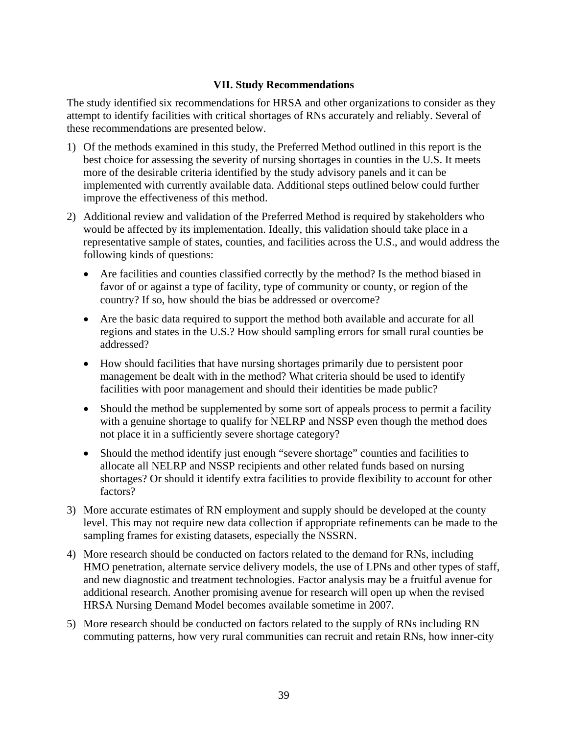## VII. Study Recommendations

The study identified six recommendations for HRSA and other organizations to consider as they attempt to identify facilities with critical shortages of RNs accurately and reliably. Several of these recommendations are presented below.

1) Of the methods examined in this study, the Preferred Method outlined in this report is the best choice for assessing the severity of nursing shortages in counties in the U.S. It meets more of the desirable criteria identified by the study advisory panels and it can be implemented with currently available data. Additional steps outlined below could further improve the effectiveness of this method.

2) Additional review and validation of the Preferred Method is required by stakeholders who would be affected by its implementation. Ideally, this validation should take place in a representative sample of states, counties, and facilities across the U.S., and would address the following kinds of questions:

   - Are facilities and counties classified correctly by the method? Is the method biased in favor of or against a type of facility, type of community or county, or region of the country? If so, how should the bias be addressed or overcome?
   - Are the basic data required to support the method both available and accurate for all regions and states in the U.S.? How should sampling errors for small rural counties be addressed?
   - How should facilities that have nursing shortages primarily due to persistent poor management be dealt with in the method? What criteria should be used to identify facilities with poor management and should their identities be made public?
   - Should the method be supplemented by some sort of appeals process to permit a facility with a genuine shortage to qualify for NELRP and NSSP even though the method does not place it in a sufficiently severe shortage category?
   - Should the method identify just enough "severe shortage" counties and facilities to allocate all NELRP and NSSP recipients and other related funds based on nursing shortages? Or should it identify extra facilities to provide flexibility to account for other factors?

3) More accurate estimates of RN employment and supply should be developed at the county level. This may not require new data collection if appropriate refinements can be made to the sampling frames for existing datasets, especially the NSSRN.

4) More research should be conducted on factors related to the demand for RNs, including HMO penetration, alternate service delivery models, the use of LPNs and other types of staff, and new diagnostic and treatment technologies. Factor analysis may be a fruitful avenue for additional research. Another promising avenue for research will open up when the revised HRSA Nursing Demand Model becomes available sometime in 2007.

5) More research should be conducted on factors related to the supply of RNs including RN commuting patterns, how very rural communities can recruit and retain RNs, how inner-city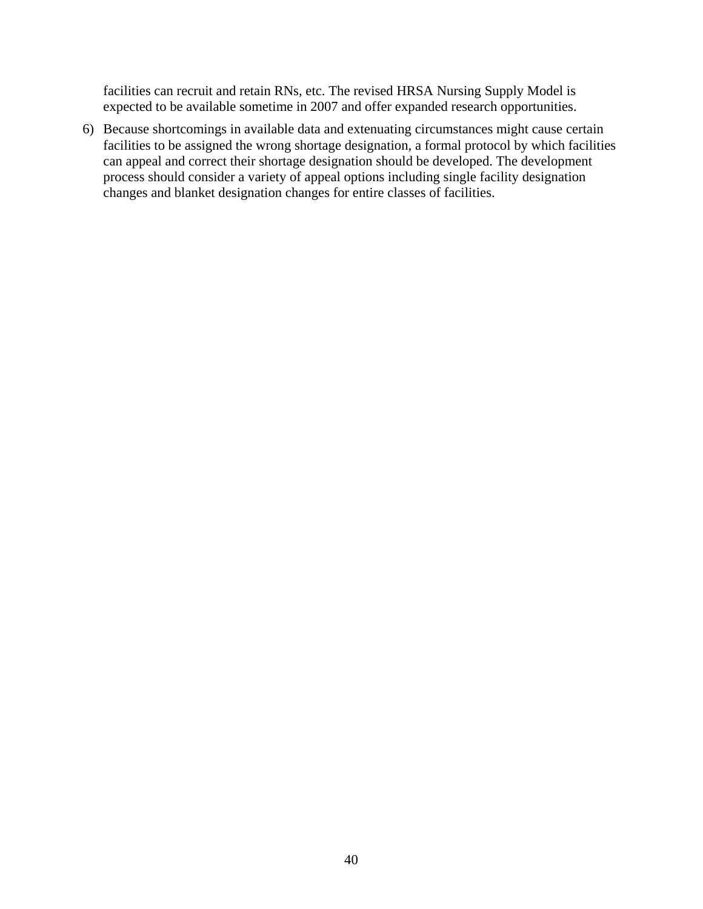facilities can recruit and retain RNs, etc. The revised HRSA Nursing Supply Model is expected to be available sometime in 2007 and offer expanded research opportunities.

6) Because shortcomings in available data and extenuating circumstances might cause certain facilities to be assigned the wrong shortage designation, a formal protocol by which facilities can appeal and correct their shortage designation should be developed. The development process should consider a variety of appeal options including single facility designation changes and blanket designation changes for entire classes of facilities.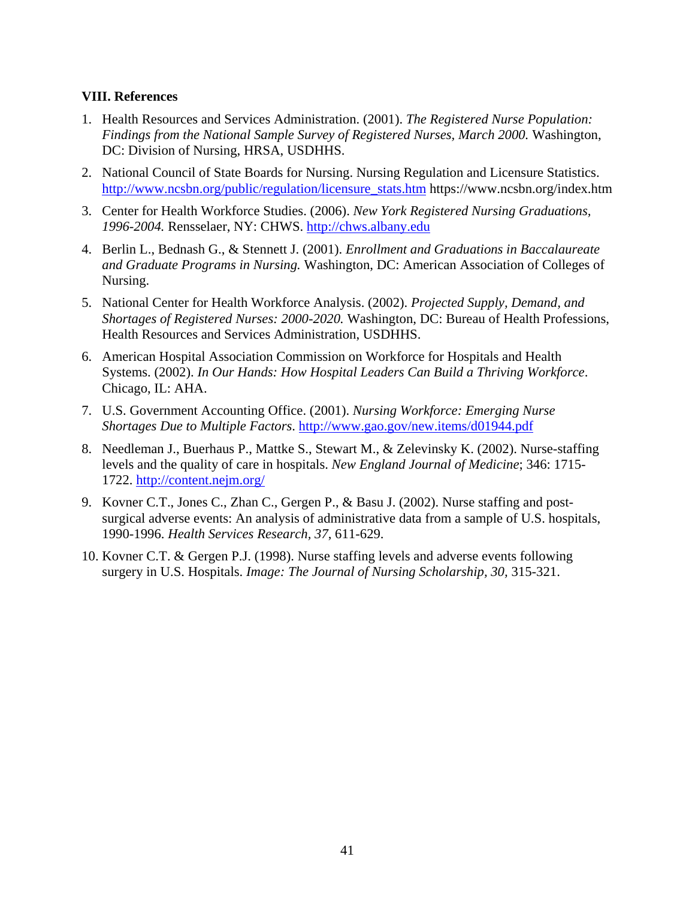## VIII. References

1. Health Resources and Services Administration. (2001). *The Registered Nurse Population: Findings from the National Sample Survey of Registered Nurses, March 2000.* Washington, DC: Division of Nursing, HRSA, USDHHS.
2. National Council of State Boards for Nursing. Nursing Regulation and Licensure Statistics. http://www.ncsbn.org/public/regulation/licensure_stats.htm https://www.ncsbn.org/index.htm
3. Center for Health Workforce Studies. (2006). *New York Registered Nursing Graduations, 1996-2004.* Rensselaer, NY: CHWS. http://chws.albany.edu
4. Berlin L., Bednash G., & Stennett J. (2001). *Enrollment and Graduations in Baccalaureate and Graduate Programs in Nursing.* Washington, DC: American Association of Colleges of Nursing.
5. National Center for Health Workforce Analysis. (2002). *Projected Supply, Demand, and Shortages of Registered Nurses: 2000-2020.* Washington, DC: Bureau of Health Professions, Health Resources and Services Administration, USDHHS.
6. American Hospital Association Commission on Workforce for Hospitals and Health Systems. (2002). *In Our Hands: How Hospital Leaders Can Build a Thriving Workforce*. Chicago, IL: AHA.
7. U.S. Government Accounting Office. (2001). *Nursing Workforce: Emerging Nurse Shortages Due to Multiple Factors*. http://www.gao.gov/new.items/d01944.pdf
8. Needleman J., Buerhaus P., Mattke S., Stewart M., & Zelevinsky K. (2002). Nurse-staffing levels and the quality of care in hospitals. *New England Journal of Medicine*; 346: 1715-1722. http://content.nejm.org/
9. Kovner C.T., Jones C., Zhan C., Gergen P., & Basu J. (2002). Nurse staffing and post-surgical adverse events: An analysis of administrative data from a sample of U.S. hospitals, 1990-1996. *Health Services Research*, *37*, 611-629.
10. Kovner C.T. & Gergen P.J. (1998). Nurse staffing levels and adverse events following surgery in U.S. Hospitals. *Image: The Journal of Nursing Scholarship*, *30*, 315-321.